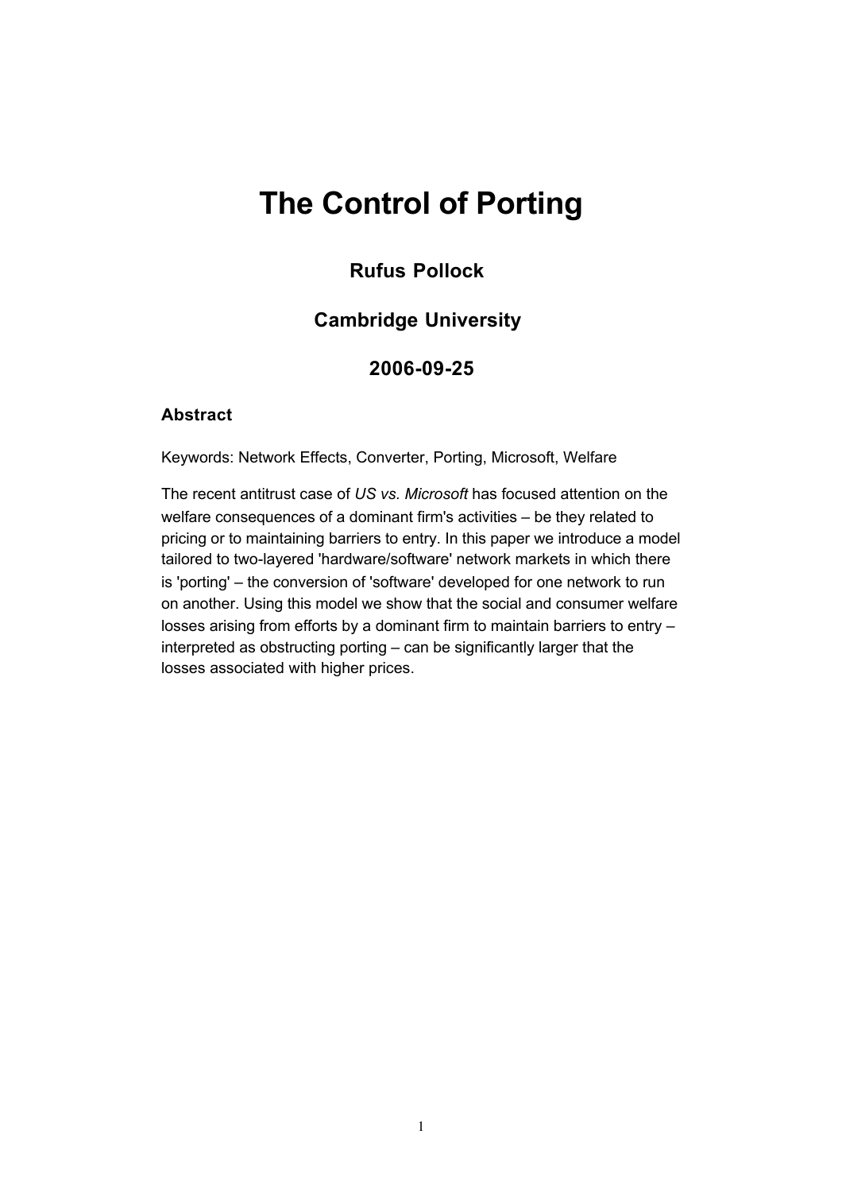# The Control of Porting

### Rufus Pollock

### Cambridge University

### 2006-09-25

#### Abstract

Keywords: Network Effects, Converter, Porting, Microsoft, Welfare

The recent antitrust case of *US vs. Microsoft* has focused attention on the welfare consequences of a dominant firm's activities – be they related to pricing or to maintaining barriers to entry. In this paper we introduce a model tailored to two-layered 'hardware/software' network markets in which there is 'porting' – the conversion of 'software' developed for one network to run on another. Using this model we show that the social and consumer welfare losses arising from efforts by a dominant firm to maintain barriers to entry – interpreted as obstructing porting – can be significantly larger that the losses associated with higher prices.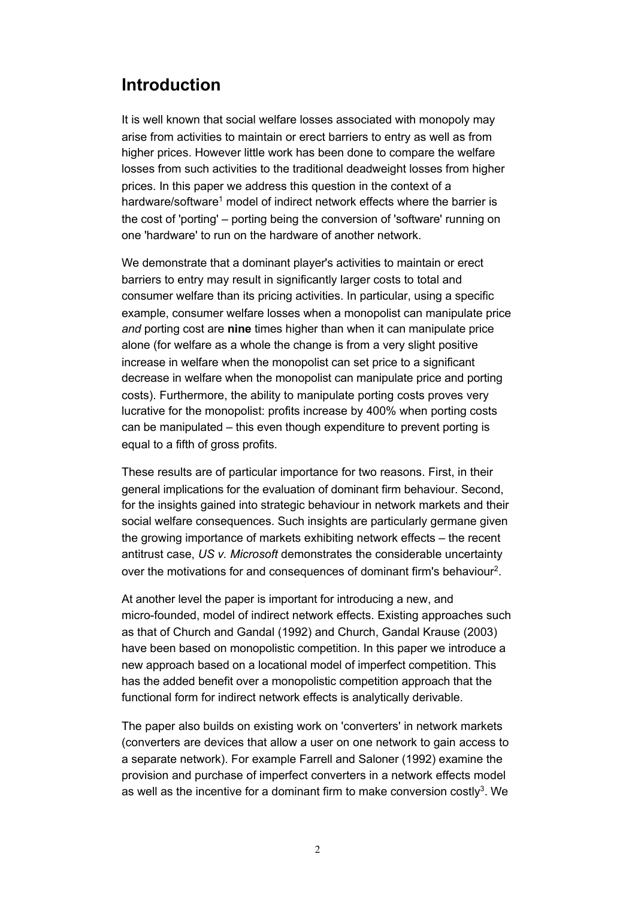## Introduction

It is well known that social welfare losses associated with monopoly may arise from activities to maintain or erect barriers to entry as well as from higher prices. However little work has been done to compare the welfare losses from such activities to the traditional deadweight losses from higher prices. In this paper we address this question in the context of a hardware/software[1] model of indirect network effects where the barrier is the cost of 'porting' – porting being the conversion of 'software' running on one 'hardware' to run on the hardware of another network.

We demonstrate that a dominant player's activities to maintain or erect barriers to entry may result in significantly larger costs to total and consumer welfare than its pricing activities. In particular, using a specific example, consumer welfare losses when a monopolist can manipulate price *and* porting cost are **nine** times higher than when it can manipulate price alone (for welfare as a whole the change is from a very slight positive increase in welfare when the monopolist can set price to a significant decrease in welfare when the monopolist can manipulate price and porting costs). Furthermore, the ability to manipulate porting costs proves very lucrative for the monopolist: profits increase by 400% when porting costs can be manipulated – this even though expenditure to prevent porting is equal to a fifth of gross profits.

These results are of particular importance for two reasons. First, in their general implications for the evaluation of dominant firm behaviour. Second, for the insights gained into strategic behaviour in network markets and their social welfare consequences. Such insights are particularly germane given the growing importance of markets exhibiting network effects – the recent antitrust case, *US v. Microsoft* demonstrates the considerable uncertainty over the motivations for and consequences of dominant firm's behaviour[2].

At another level the paper is important for introducing a new, and micro-founded, model of indirect network effects. Existing approaches such as that of Church and Gandal (1992) and Church, Gandal Krause (2003) have been based on monopolistic competition. In this paper we introduce a new approach based on a locational model of imperfect competition. This has the added benefit over a monopolistic competition approach that the functional form for indirect network effects is analytically derivable.

The paper also builds on existing work on 'converters' in network markets (converters are devices that allow a user on one network to gain access to a separate network). For example Farrell and Saloner (1992) examine the provision and purchase of imperfect converters in a network effects model as well as the incentive for a dominant firm to make conversion costly[3]. We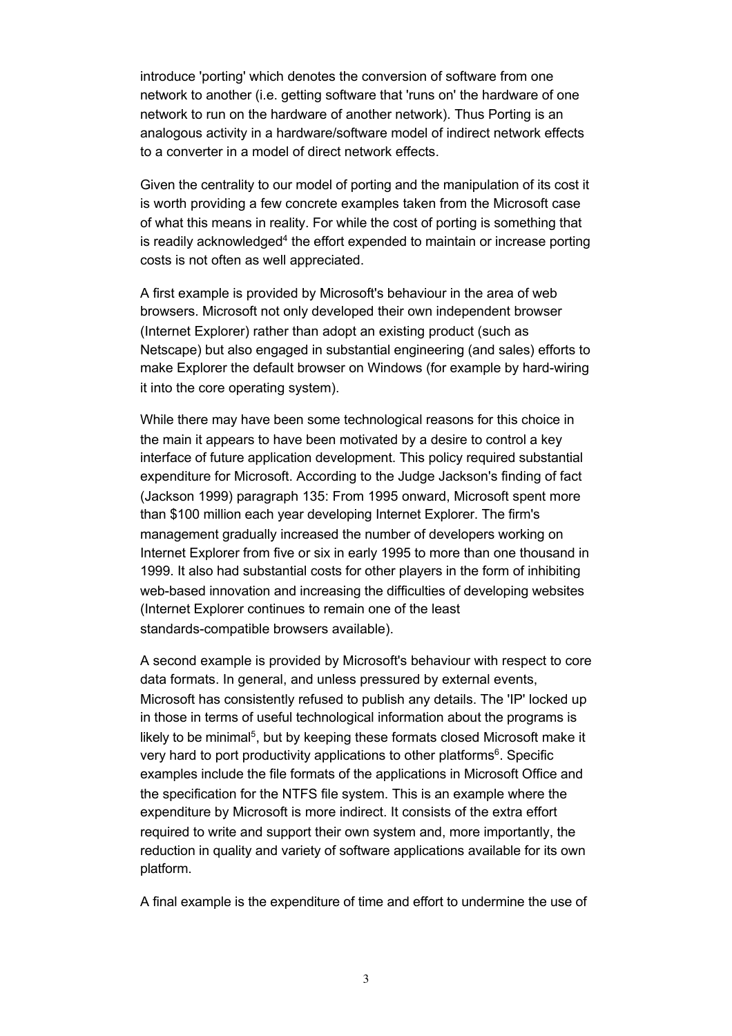introduce 'porting' which denotes the conversion of software from one network to another (i.e. getting software that 'runs on' the hardware of one network to run on the hardware of another network). Thus Porting is an analogous activity in a hardware/software model of indirect network effects to a converter in a model of direct network effects.

Given the centrality to our model of porting and the manipulation of its cost it is worth providing a few concrete examples taken from the Microsoft case of what this means in reality. For while the cost of porting is something that is readily acknowledged[4] the effort expended to maintain or increase porting costs is not often as well appreciated.

A first example is provided by Microsoft's behaviour in the area of web browsers. Microsoft not only developed their own independent browser (Internet Explorer) rather than adopt an existing product (such as Netscape) but also engaged in substantial engineering (and sales) efforts to make Explorer the default browser on Windows (for example by hard-wiring it into the core operating system).

While there may have been some technological reasons for this choice in the main it appears to have been motivated by a desire to control a key interface of future application development. This policy required substantial expenditure for Microsoft. According to the Judge Jackson's finding of fact (Jackson 1999) paragraph 135: From 1995 onward, Microsoft spent more than $100 million each year developing Internet Explorer. The firm's management gradually increased the number of developers working on Internet Explorer from five or six in early 1995 to more than one thousand in 1999. It also had substantial costs for other players in the form of inhibiting web-based innovation and increasing the difficulties of developing websites (Internet Explorer continues to remain one of the least standards-compatible browsers available).

A second example is provided by Microsoft's behaviour with respect to core data formats. In general, and unless pressured by external events, Microsoft has consistently refused to publish any details. The 'IP' locked up in those in terms of useful technological information about the programs is likely to be minimal[5], but by keeping these formats closed Microsoft make it very hard to port productivity applications to other platforms[6]. Specific examples include the file formats of the applications in Microsoft Office and the specification for the NTFS file system. This is an example where the expenditure by Microsoft is more indirect. It consists of the extra effort required to write and support their own system and, more importantly, the reduction in quality and variety of software applications available for its own platform.

A final example is the expenditure of time and effort to undermine the use of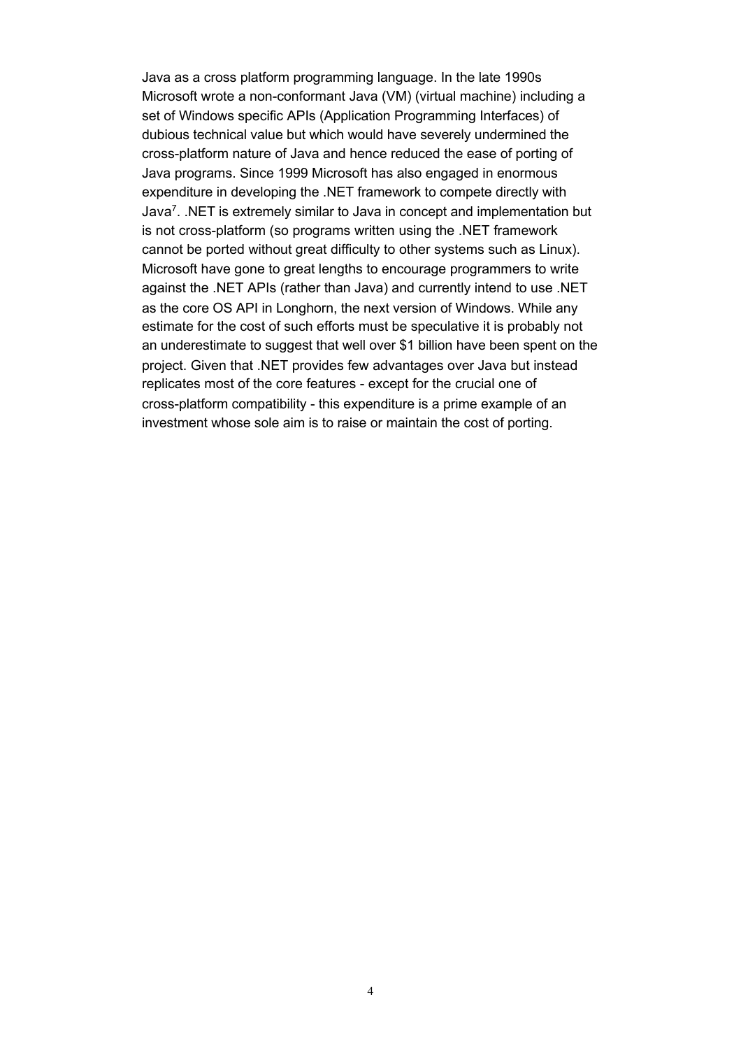Java as a cross platform programming language. In the late 1990s Microsoft wrote a non-conformant Java (VM) (virtual machine) including a set of Windows specific APIs (Application Programming Interfaces) of dubious technical value but which would have severely undermined the cross-platform nature of Java and hence reduced the ease of porting of Java programs. Since 1999 Microsoft has also engaged in enormous expenditure in developing the .NET framework to compete directly with Java[7]. .NET is extremely similar to Java in concept and implementation but is not cross-platform (so programs written using the .NET framework cannot be ported without great difficulty to other systems such as Linux). Microsoft have gone to great lengths to encourage programmers to write against the .NET APIs (rather than Java) and currently intend to use .NET as the core OS API in Longhorn, the next version of Windows. While any estimate for the cost of such efforts must be speculative it is probably not an underestimate to suggest that well over $1 billion have been spent on the project. Given that .NET provides few advantages over Java but instead replicates most of the core features - except for the crucial one of cross-platform compatibility - this expenditure is a prime example of an investment whose sole aim is to raise or maintain the cost of porting.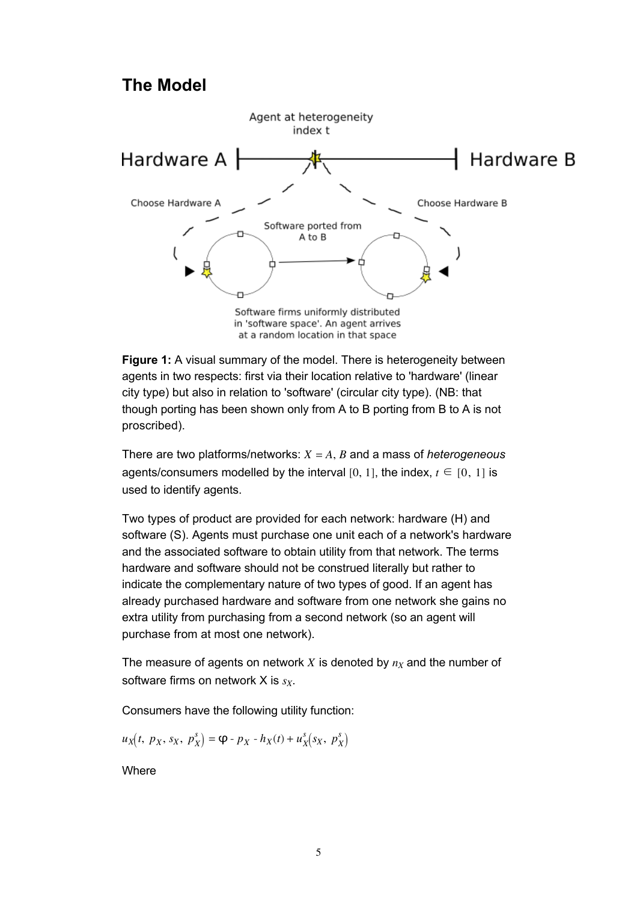## The Model

**Figure 1:** A visual summary of the model. There is heterogeneity between agents in two respects: first via their location relative to 'hardware' (linear city type) but also in relation to 'software' (circular city type). (NB: that though porting has been shown only from A to B porting from B to A is not proscribed).

There are two platforms/networks: $X = A, B$ and a mass of *heterogeneous* agents/consumers modelled by the interval $[0, 1]$, the index, $t \in [0, 1]$ is used to identify agents.

Two types of product are provided for each network: hardware (H) and software (S). Agents must purchase one unit each of a network's hardware and the associated software to obtain utility from that network. The terms hardware and software should not be construed literally but rather to indicate the complementary nature of two types of good. If an agent has already purchased hardware and software from one network she gains no extra utility from purchasing from a second network (so an agent will purchase from at most one network).

The measure of agents on network $X$ is denoted by $n_X$ and the number of software firms on network X is $s_X$.

Consumers have the following utility function:

$$u_X\left(t,\ p_X,\ s_X,\ p_X^s\right) = \varphi - p_X - h_X(t) + u_X^s\left(s_X,\ p_X^s\right)$$

Where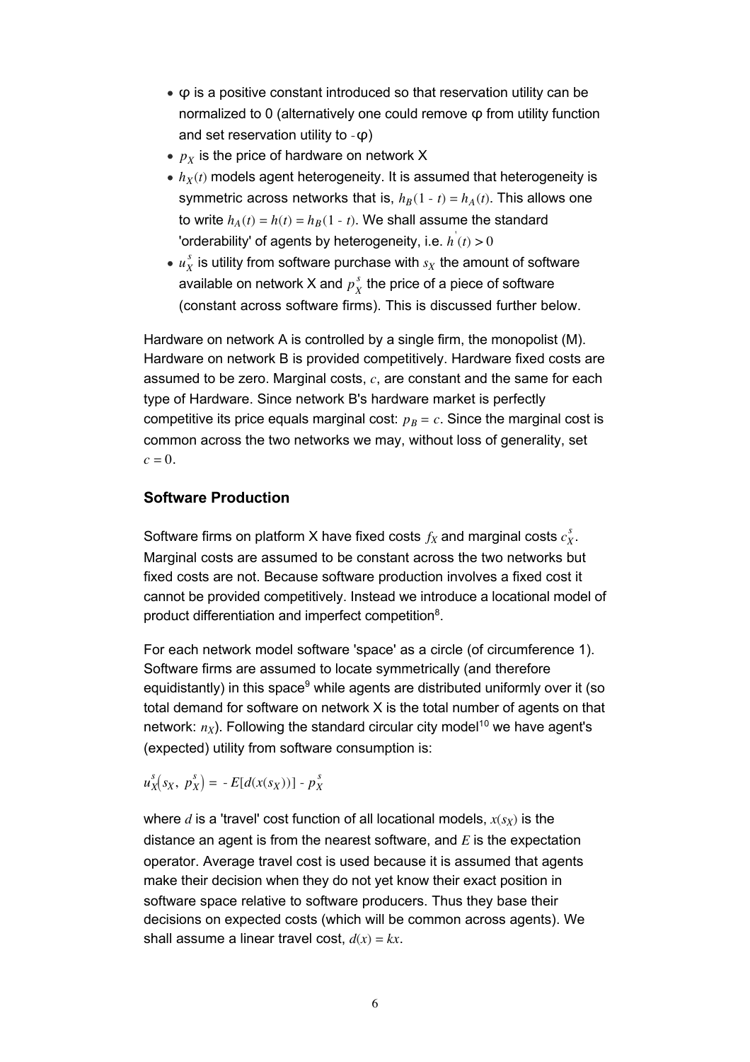- φ is a positive constant introduced so that reservation utility can be normalized to 0 (alternatively one could remove φ from utility function and set reservation utility to -φ)
- $p_X$ is the price of hardware on network X
- $h_X(t)$ models agent heterogeneity. It is assumed that heterogeneity is symmetric across networks that is, $h_B(1 - t) = h_A(t)$. This allows one to write $h_A(t) = h(t) = h_B(1 - t)$. We shall assume the standard 'orderability' of agents by heterogeneity, i.e. $h'(t) > 0$
- $u_X^s$ is utility from software purchase with $s_X$ the amount of software available on network X and $p_X^s$ the price of a piece of software (constant across software firms). This is discussed further below.

Hardware on network A is controlled by a single firm, the monopolist (M). Hardware on network B is provided competitively. Hardware fixed costs are assumed to be zero. Marginal costs, $c$, are constant and the same for each type of Hardware. Since network B's hardware market is perfectly competitive its price equals marginal cost: $p_B = c$. Since the marginal cost is common across the two networks we may, without loss of generality, set $c = 0$.

### Software Production

Software firms on platform X have fixed costs $f_X$ and marginal costs $c_X^s$. Marginal costs are assumed to be constant across the two networks but fixed costs are not. Because software production involves a fixed cost it cannot be provided competitively. Instead we introduce a locational model of product differentiation and imperfect competition[8].

For each network model software 'space' as a circle (of circumference 1). Software firms are assumed to locate symmetrically (and therefore equidistantly) in this space[9] while agents are distributed uniformly over it (so total demand for software on network X is the total number of agents on that network: $n_X$). Following the standard circular city model[10] we have agent's (expected) utility from software consumption is:

$$u_X^s\left(s_X,\ p_X^s\right) = -E[d(x(s_X))] - p_X^s$$

where $d$ is a 'travel' cost function of all locational models, $x(s_X)$ is the distance an agent is from the nearest software, and $E$ is the expectation operator. Average travel cost is used because it is assumed that agents make their decision when they do not yet know their exact position in software space relative to software producers. Thus they base their decisions on expected costs (which will be common across agents). We shall assume a linear travel cost, $d(x) = kx$.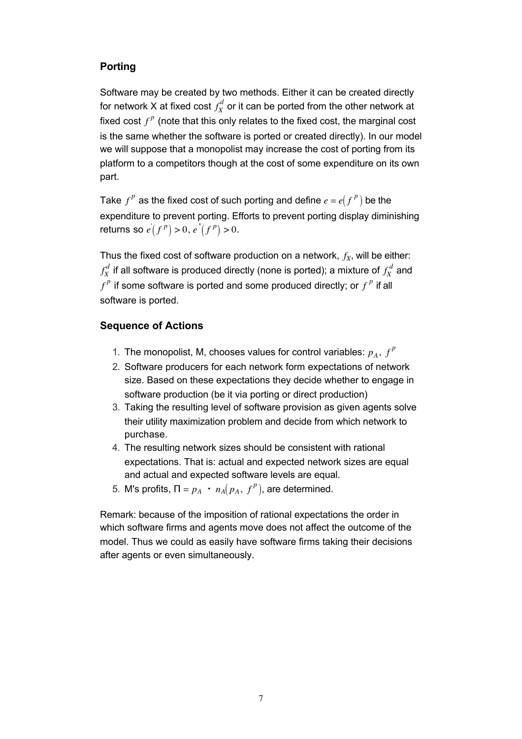### Porting

Software may be created by two methods. Either it can be created directly for network X at fixed cost $f_X^d$ or it can be ported from the other network at fixed cost $f^p$ (note that this only relates to the fixed cost, the marginal cost is the same whether the software is ported or created directly). In our model we will suppose that a monopolist may increase the cost of porting from its platform to a competitors though at the cost of some expenditure on its own part.

Take $f^p$ as the fixed cost of such porting and define $e = e(f^p)$ be the expenditure to prevent porting. Efforts to prevent porting display diminishing returns so $e^{'}(f^p) > 0,\ e^{''}(f^p) > 0$.

Thus the fixed cost of software production on a network, $f_X$, will be either: $f_X^d$ if all software is produced directly (none is ported); a mixture of $f_X^d$ and $f^p$ if some software is ported and some produced directly; or $f^p$ if all software is ported.

### Sequence of Actions

1. The monopolist, M, chooses values for control variables: $p_A,\ f^p$
2. Software producers for each network form expectations of network size. Based on these expectations they decide whether to engage in software production (be it via porting or direct production)
3. Taking the resulting level of software provision as given agents solve their utility maximization problem and decide from which network to purchase.
4. The resulting network sizes should be consistent with rational expectations. That is: actual and expected network sizes are equal and actual and expected software levels are equal.
5. M's profits, $\Pi = p_A \cdot n_A(p_A,\ f^p)$, are determined.

Remark: because of the imposition of rational expectations the order in which software firms and agents move does not affect the outcome of the model. Thus we could as easily have software firms taking their decisions after agents or even simultaneously.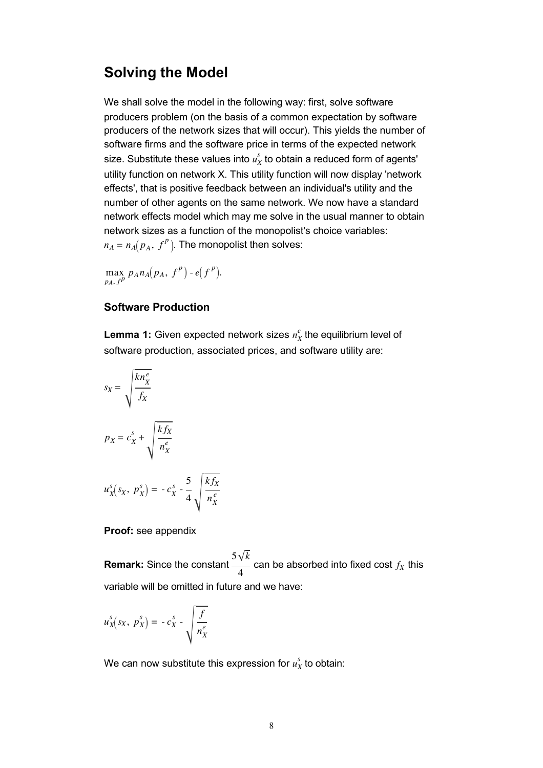## Solving the Model

We shall solve the model in the following way: first, solve software producers problem (on the basis of a common expectation by software producers of the network sizes that will occur). This yields the number of software firms and the software price in terms of the expected network size. Substitute these values into $u_X^s$ to obtain a reduced form of agents' utility function on network X. This utility function will now display 'network effects', that is positive feedback between an individual's utility and the number of other agents on the same network. We now have a standard network effects model which may me solve in the usual manner to obtain network sizes as a function of the monopolist's choice variables: $n_A = n_A(p_A, f^P)$. The monopolist then solves:

$$\max_{p_A, f^P} p_A n_A(p_A, f^P) - e(f^P).$$

### Software Production

**Lemma 1:** Given expected network sizes $n_X^e$ the equilibrium level of software production, associated prices, and software utility are:

$$s_X = \sqrt{\frac{k n_X^e}{f_X}}$$

$$p_X = c_X^s + \sqrt{\frac{k f_X}{n_X^e}}$$

$$u_X^s(s_X, p_X^s) = -c_X^s - \frac{5}{4}\sqrt{\frac{k f_X}{n_X^e}}$$

**Proof:** see appendix

**Remark:** Since the constant $\frac{5\sqrt{k}}{4}$ can be absorbed into fixed cost $f_X$ this variable will be omitted in future and we have:

$$u_X^s(s_X, p_X^s) = -c_X^s - \sqrt{\frac{f}{n_X^e}}$$

We can now substitute this expression for $u_X^s$ to obtain: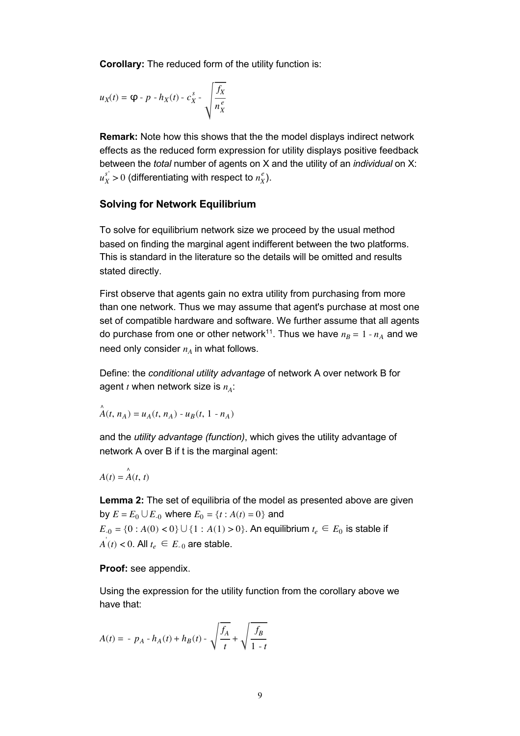**Corollary:** The reduced form of the utility function is:

$$u_X(t) = \varphi - p - h_X(t) - c_X^s - \sqrt{\frac{f_X}{n_X^e}}$$

**Remark:** Note how this shows that the the model displays indirect network effects as the reduced form expression for utility displays positive feedback between the *total* number of agents on X and the utility of an *individual* on X: $u_X^{s'} > 0$ (differentiating with respect to $n_X^e$).

## Solving for Network Equilibrium

To solve for equilibrium network size we proceed by the usual method based on finding the marginal agent indifferent between the two platforms. This is standard in the literature so the details will be omitted and results stated directly.

First observe that agents gain no extra utility from purchasing from more than one network. Thus we may assume that agent's purchase at most one set of compatible hardware and software. We further assume that all agents do purchase from one or other network[11]. Thus we have $n_B = 1 - n_A$ and we need only consider $n_A$ in what follows.

Define: the *conditional utility advantage* of network A over network B for agent $t$ when network size is $n_A$:

$$\hat{A}(t, n_A) = u_A(t, n_A) - u_B(t, 1 - n_A)$$

and the *utility advantage (function)*, which gives the utility advantage of network A over B if t is the marginal agent:

$$A(t) = \hat{A}(t, t)$$

**Lemma 2:** The set of equilibria of the model as presented above are given by $E = E_0 \cup E_{-0}$ where $E_0 = \{t : A(t) = 0\}$ and $E_{-0} = \{0 : A(0) < 0\} \cup \{1 : A(1) > 0\}$. An equilibrium $t_e \in E_0$ is stable if $A'(t) < 0$. All $t_e \in E_{-0}$ are stable.

**Proof:** see appendix.

Using the expression for the utility function from the corollary above we have that:

$$A(t) = -p_A - h_A(t) + h_B(t) - \sqrt{\frac{f_A}{t}} + \sqrt{\frac{f_B}{1 - t}}$$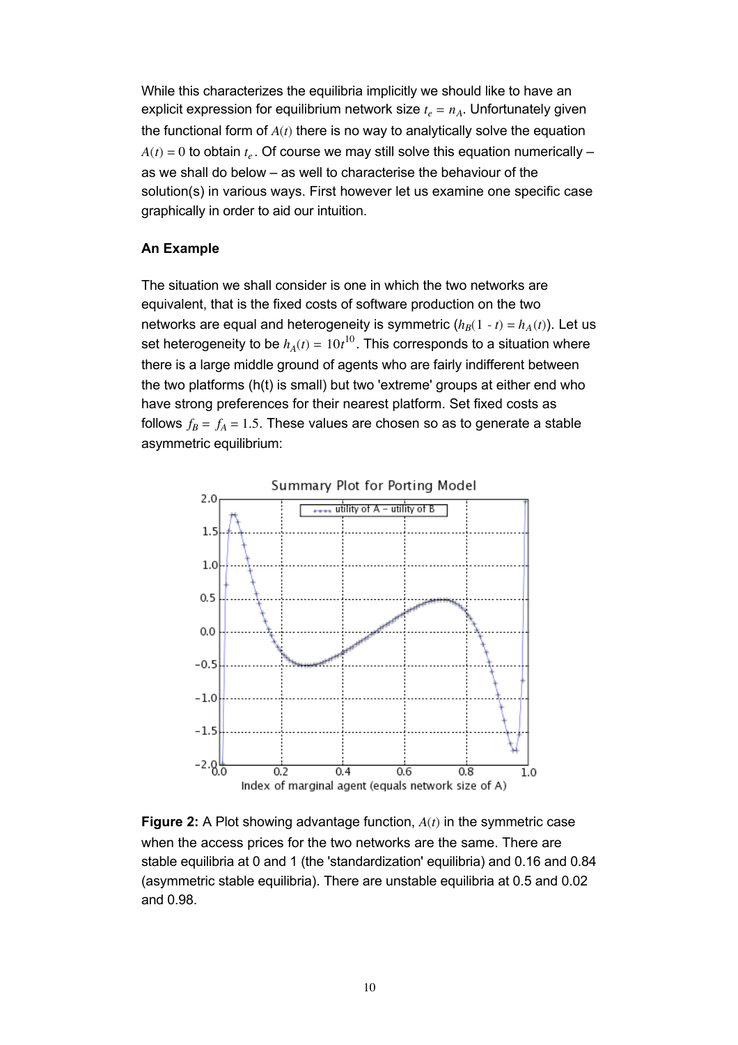While this characterizes the equilibria implicitly we should like to have an explicit expression for equilibrium network size $t_e = n_A$. Unfortunately given the functional form of $A(t)$ there is no way to analytically solve the equation $A(t) = 0$ to obtain $t_e$. Of course we may still solve this equation numerically – as we shall do below – as well to characterise the behaviour of the solution(s) in various ways. First however let us examine one specific case graphically in order to aid our intuition.

**An Example**

The situation we shall consider is one in which the two networks are equivalent, that is the fixed costs of software production on the two networks are equal and heterogeneity is symmetric ($h_B(1 - t) = h_A(t)$). Let us set heterogeneity to be $h_A(t) = 10t^{10}$. This corresponds to a situation where there is a large middle ground of agents who are fairly indifferent between the two platforms (h(t) is small) but two 'extreme' groups at either end who have strong preferences for their nearest platform. Set fixed costs as follows $f_B = f_A = 1.5$. These values are chosen so as to generate a stable asymmetric equilibrium:

**Figure 2:** A Plot showing advantage function, $A(t)$ in the symmetric case when the access prices for the two networks are the same. There are stable equilibria at 0 and 1 (the 'standardization' equilibria) and 0.16 and 0.84 (asymmetric stable equilibria). There are unstable equilibria at 0.5 and 0.02 and 0.98.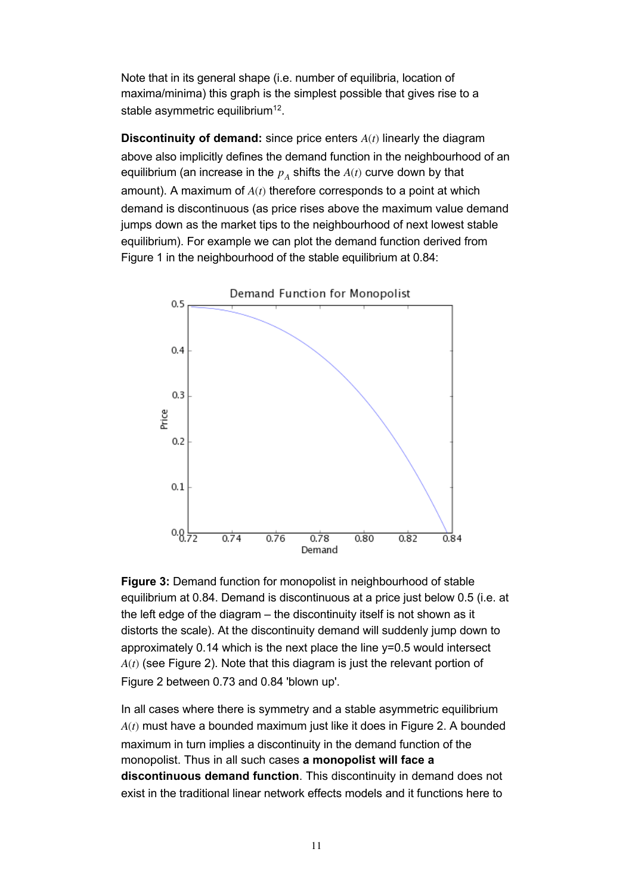Note that in its general shape (i.e. number of equilibria, location of maxima/minima) this graph is the simplest possible that gives rise to a stable asymmetric equilibrium[12].

**Discontinuity of demand:** since price enters $A(t)$ linearly the diagram above also implicitly defines the demand function in the neighbourhood of an equilibrium (an increase in the $p_A$ shifts the $A(t)$ curve down by that amount). A maximum of $A(t)$ therefore corresponds to a point at which demand is discontinuous (as price rises above the maximum value demand jumps down as the market tips to the neighbourhood of next lowest stable equilibrium). For example we can plot the demand function derived from Figure 1 in the neighbourhood of the stable equilibrium at 0.84:

**Figure 3:** Demand function for monopolist in neighbourhood of stable equilibrium at 0.84. Demand is discontinuous at a price just below 0.5 (i.e. at the left edge of the diagram – the discontinuity itself is not shown as it distorts the scale). At the discontinuity demand will suddenly jump down to approximately 0.14 which is the next place the line y=0.5 would intersect $A(t)$ (see Figure 2). Note that this diagram is just the relevant portion of Figure 2 between 0.73 and 0.84 'blown up'.

In all cases where there is symmetry and a stable asymmetric equilibrium $A(t)$ must have a bounded maximum just like it does in Figure 2. A bounded maximum in turn implies a discontinuity in the demand function of the monopolist. Thus in all such cases **a monopolist will face a discontinuous demand function**. This discontinuity in demand does not exist in the traditional linear network effects models and it functions here to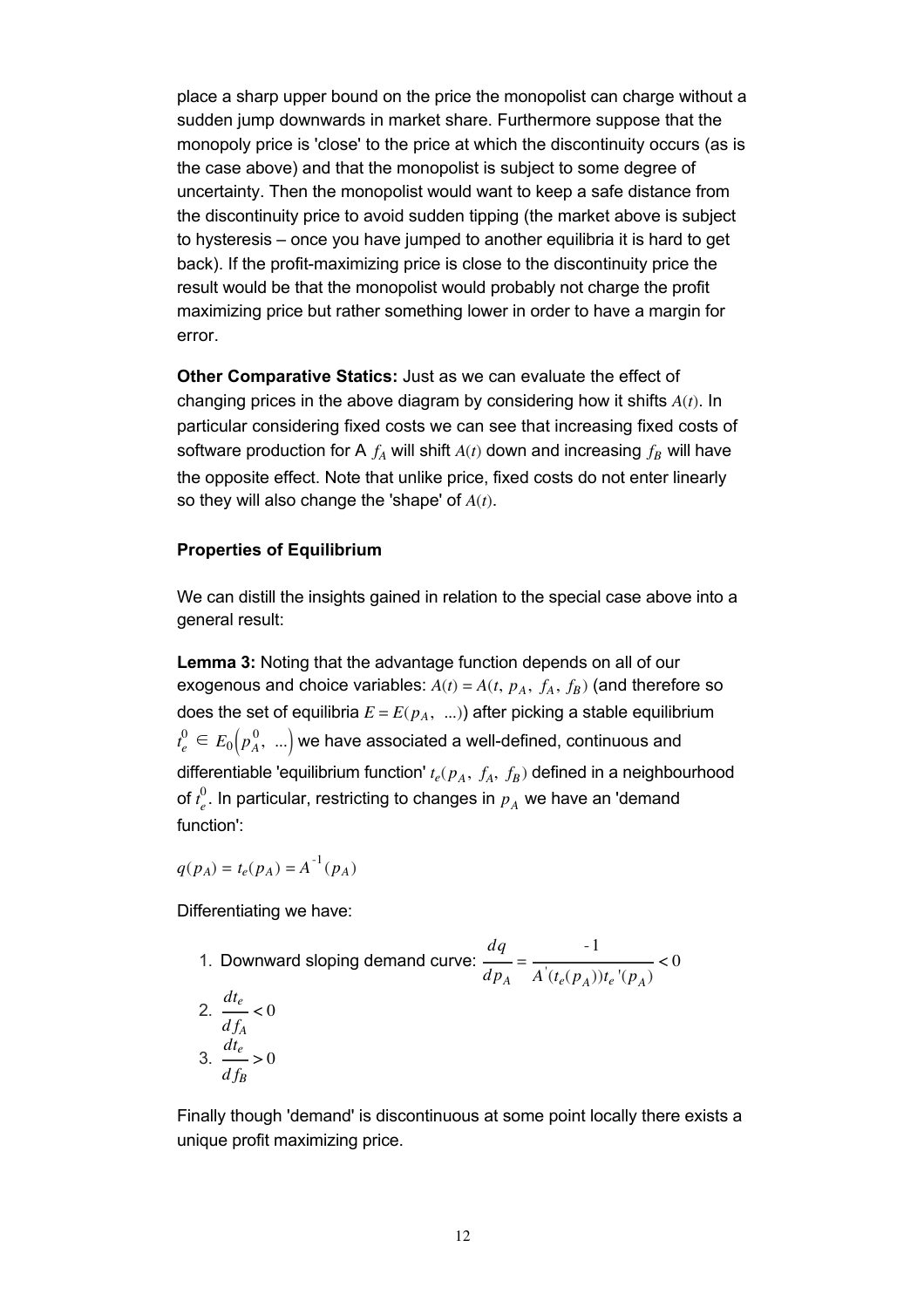place a sharp upper bound on the price the monopolist can charge without a sudden jump downwards in market share. Furthermore suppose that the monopoly price is 'close' to the price at which the discontinuity occurs (as is the case above) and that the monopolist is subject to some degree of uncertainty. Then the monopolist would want to keep a safe distance from the discontinuity price to avoid sudden tipping (the market above is subject to hysteresis – once you have jumped to another equilibria it is hard to get back). If the profit-maximizing price is close to the discontinuity price the result would be that the monopolist would probably not charge the profit maximizing price but rather something lower in order to have a margin for error.

**Other Comparative Statics:** Just as we can evaluate the effect of changing prices in the above diagram by considering how it shifts $A(t)$. In particular considering fixed costs we can see that increasing fixed costs of software production for A $f_A$ will shift $A(t)$ down and increasing $f_B$ will have the opposite effect. Note that unlike price, fixed costs do not enter linearly so they will also change the 'shape' of $A(t)$.

**Properties of Equilibrium**

We can distill the insights gained in relation to the special case above into a general result:

**Lemma 3:** Noting that the advantage function depends on all of our exogenous and choice variables: $A(t) = A(t,\ p_A,\ f_A,\ f_B)$ (and therefore so does the set of equilibria $E = E(p_A,\ ...)$) after picking a stable equilibrium $t_e^0 \in E_0\left(p_A^0,\ ...\right)$ we have associated a well-defined, continuous and differentiable 'equilibrium function' $t_e(p_A,\ f_A,\ f_B)$ defined in a neighbourhood of $t_e^0$. In particular, restricting to changes in $p_A$ we have an 'demand function':

$$q(p_A) = t_e(p_A) = A^{-1}(p_A)$$

Differentiating we have:

1. Downward sloping demand curve: $\dfrac{dq}{dp_A} = \dfrac{-1}{A'(t_e(p_A))t_e'(p_A)} < 0$
2. $\dfrac{dt_e}{df_A} < 0$
3. $\dfrac{dt_e}{df_B} > 0$

Finally though 'demand' is discontinuous at some point locally there exists a unique profit maximizing price.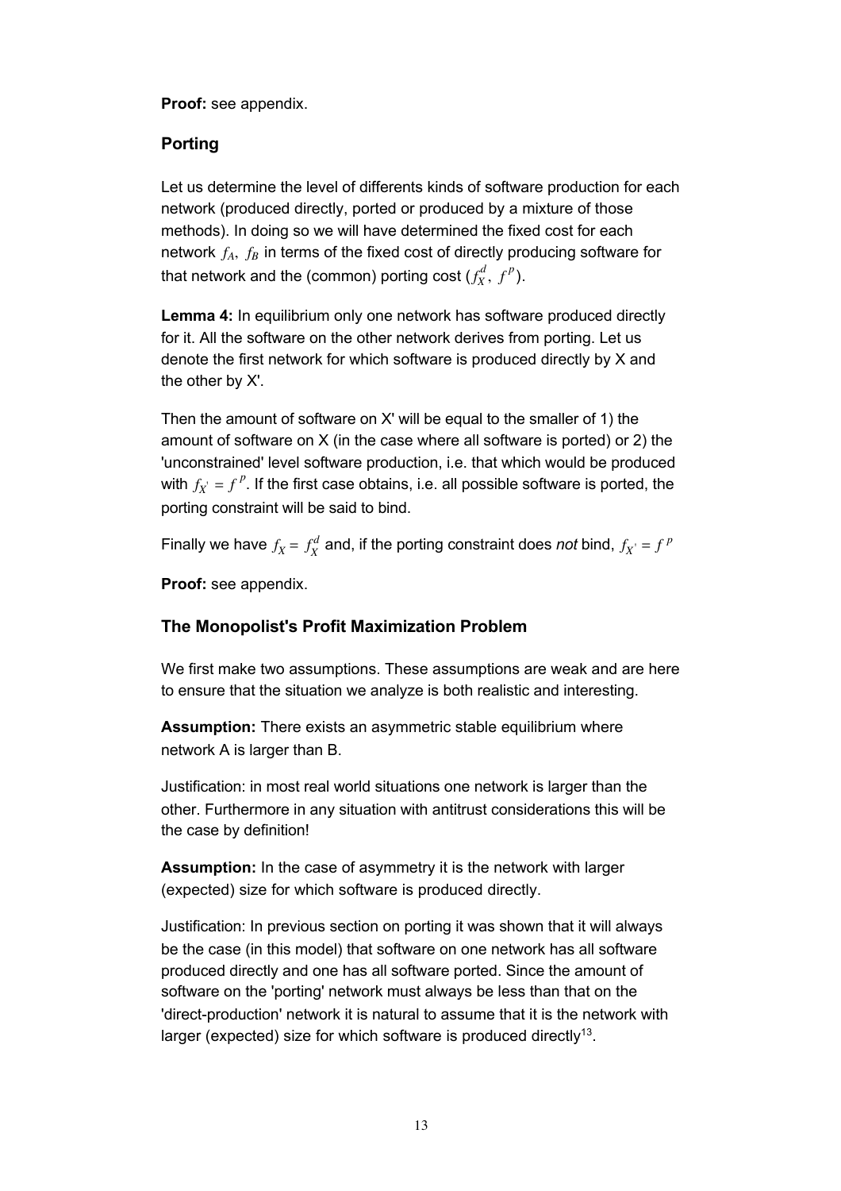**Proof:** see appendix.

## Porting

Let us determine the level of differents kinds of software production for each network (produced directly, ported or produced by a mixture of those methods). In doing so we will have determined the fixed cost for each network $f_A$, $f_B$ in terms of the fixed cost of directly producing software for that network and the (common) porting cost ($f_X^d$, $f^p$).

**Lemma 4:** In equilibrium only one network has software produced directly for it. All the software on the other network derives from porting. Let us denote the first network for which software is produced directly by X and the other by X'.

Then the amount of software on X' will be equal to the smaller of 1) the amount of software on X (in the case where all software is ported) or 2) the 'unconstrained' level software production, i.e. that which would be produced with $f_{X'} = f^p$. If the first case obtains, i.e. all possible software is ported, the porting constraint will be said to bind.

Finally we have $f_X = f_X^d$ and, if the porting constraint does *not* bind, $f_{X'} = f^p$

**Proof:** see appendix.

## The Monopolist's Profit Maximization Problem

We first make two assumptions. These assumptions are weak and are here to ensure that the situation we analyze is both realistic and interesting.

**Assumption:** There exists an asymmetric stable equilibrium where network A is larger than B.

Justification: in most real world situations one network is larger than the other. Furthermore in any situation with antitrust considerations this will be the case by definition!

**Assumption:** In the case of asymmetry it is the network with larger (expected) size for which software is produced directly.

Justification: In previous section on porting it was shown that it will always be the case (in this model) that software on one network has all software produced directly and one has all software ported. Since the amount of software on the 'porting' network must always be less than that on the 'direct-production' network it is natural to assume that it is the network with larger (expected) size for which software is produced directly[13].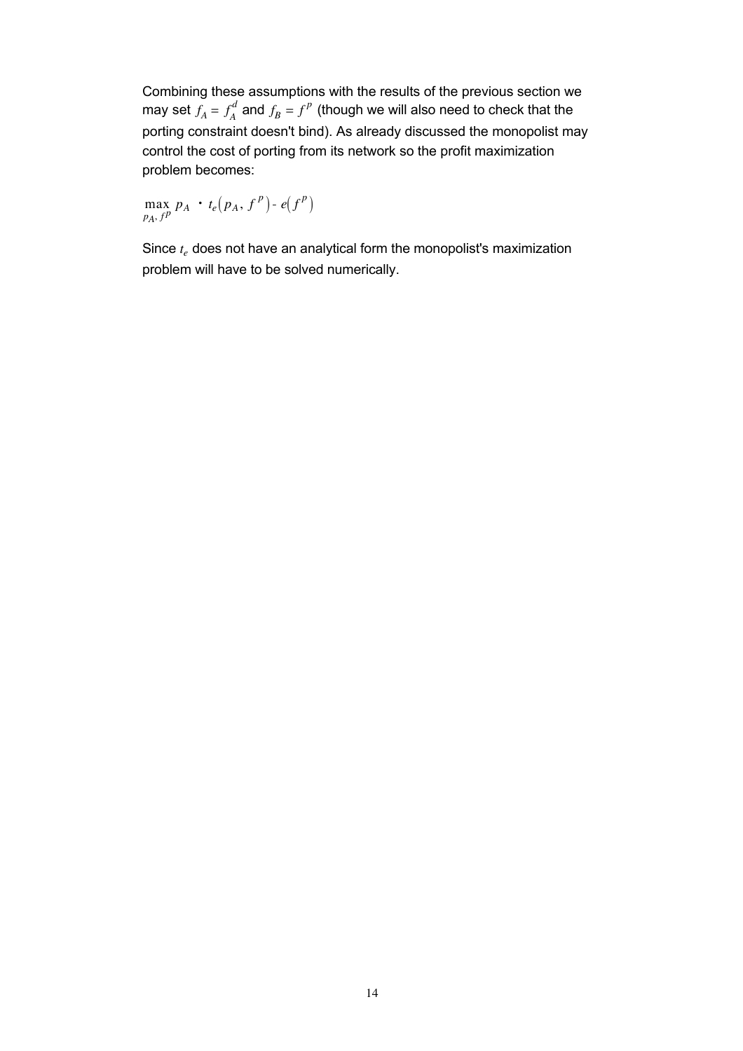Combining these assumptions with the results of the previous section we may set $f_A = f_A^d$ and $f_B = f^p$ (though we will also need to check that the porting constraint doesn't bind). As already discussed the monopolist may control the cost of porting from its network so the profit maximization problem becomes:

$$\max_{p_A, f^p} p_A \cdot t_e\left(p_A, f^p\right) - e\left(f^p\right)$$

Since $t_e$ does not have an analytical form the monopolist's maximization problem will have to be solved numerically.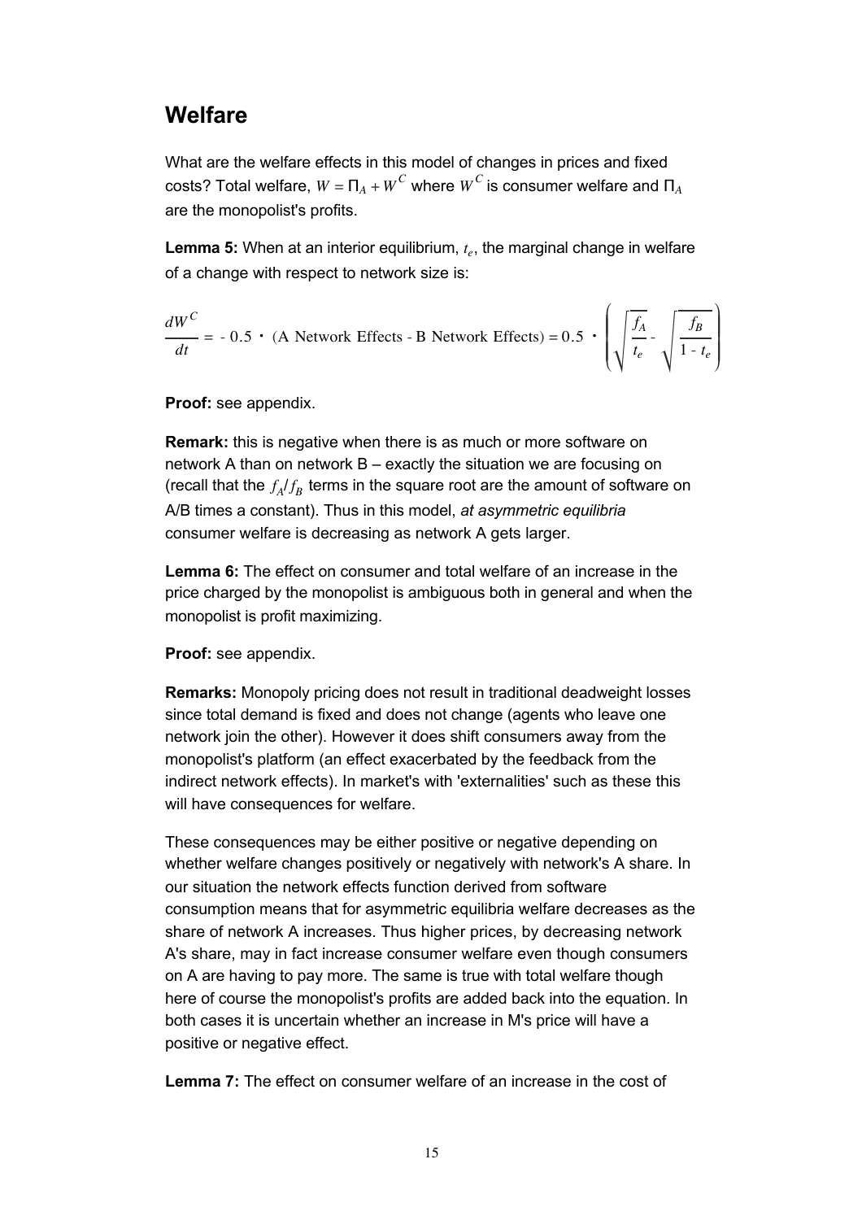## Welfare

What are the welfare effects in this model of changes in prices and fixed costs? Total welfare, $W = \Pi_A + W^C$ where $W^C$ is consumer welfare and $\Pi_A$ are the monopolist's profits.

**Lemma 5:** When at an interior equilibrium, $t_e$, the marginal change in welfare of a change with respect to network size is:

$$\frac{dW^C}{dt} = -0.5 \cdot (\text{A Network Effects - B Network Effects}) = 0.5 \cdot \left( \sqrt{\frac{f_A}{t_e}} - \sqrt{\frac{f_B}{1 - t_e}} \right)$$

**Proof:** see appendix.

**Remark:** this is negative when there is as much or more software on network A than on network B – exactly the situation we are focusing on (recall that the $f_A/f_B$ terms in the square root are the amount of software on A/B times a constant). Thus in this model, *at asymmetric equilibria* consumer welfare is decreasing as network A gets larger.

**Lemma 6:** The effect on consumer and total welfare of an increase in the price charged by the monopolist is ambiguous both in general and when the monopolist is profit maximizing.

**Proof:** see appendix.

**Remarks:** Monopoly pricing does not result in traditional deadweight losses since total demand is fixed and does not change (agents who leave one network join the other). However it does shift consumers away from the monopolist's platform (an effect exacerbated by the feedback from the indirect network effects). In market's with 'externalities' such as these this will have consequences for welfare.

These consequences may be either positive or negative depending on whether welfare changes positively or negatively with network's A share. In our situation the network effects function derived from software consumption means that for asymmetric equilibria welfare decreases as the share of network A increases. Thus higher prices, by decreasing network A's share, may in fact increase consumer welfare even though consumers on A are having to pay more. The same is true with total welfare though here of course the monopolist's profits are added back into the equation. In both cases it is uncertain whether an increase in M's price will have a positive or negative effect.

**Lemma 7:** The effect on consumer welfare of an increase in the cost of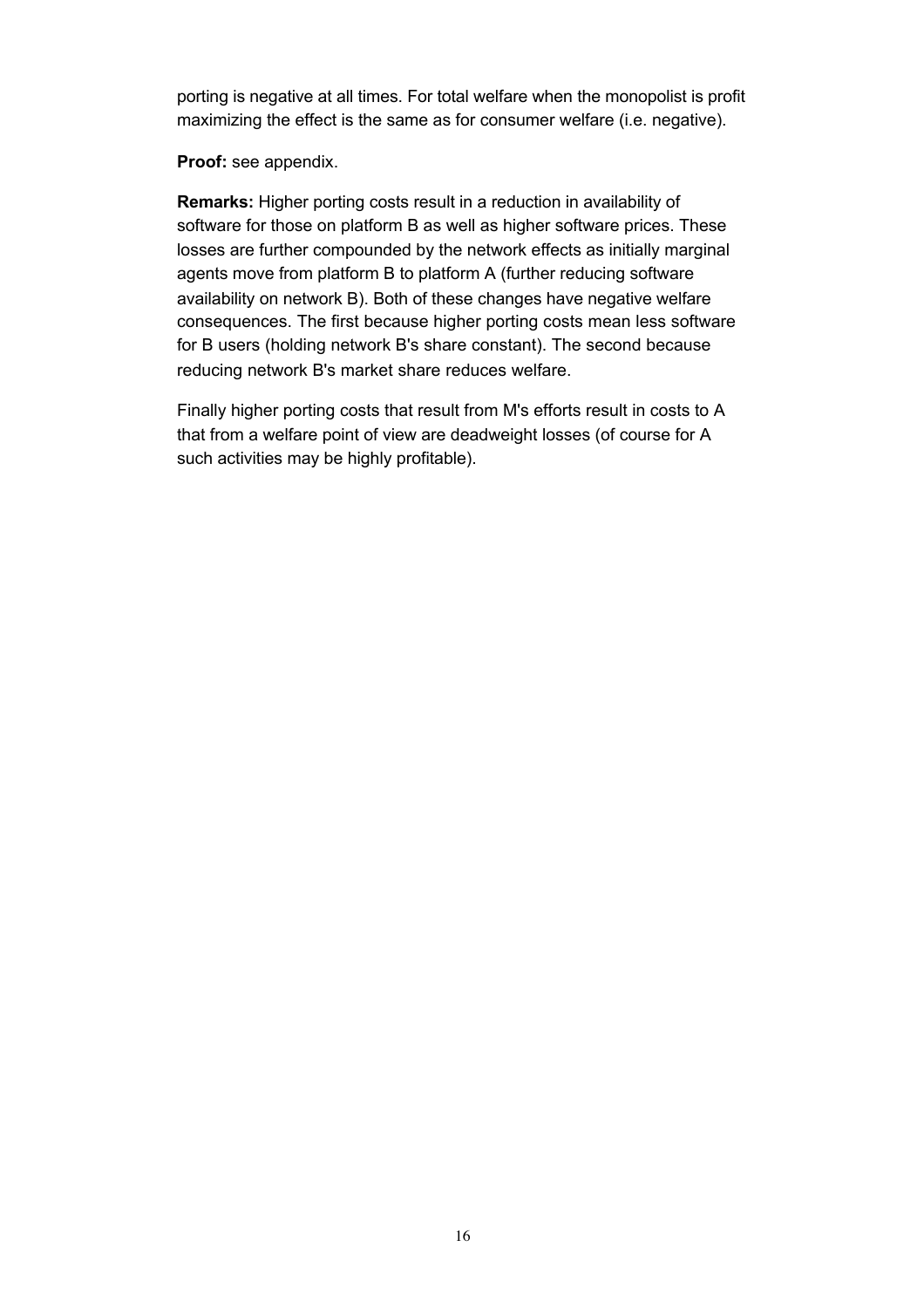porting is negative at all times. For total welfare when the monopolist is profit maximizing the effect is the same as for consumer welfare (i.e. negative).

**Proof:** see appendix.

**Remarks:** Higher porting costs result in a reduction in availability of software for those on platform B as well as higher software prices. These losses are further compounded by the network effects as initially marginal agents move from platform B to platform A (further reducing software availability on network B). Both of these changes have negative welfare consequences. The first because higher porting costs mean less software for B users (holding network B's share constant). The second because reducing network B's market share reduces welfare.

Finally higher porting costs that result from M's efforts result in costs to A that from a welfare point of view are deadweight losses (of course for A such activities may be highly profitable).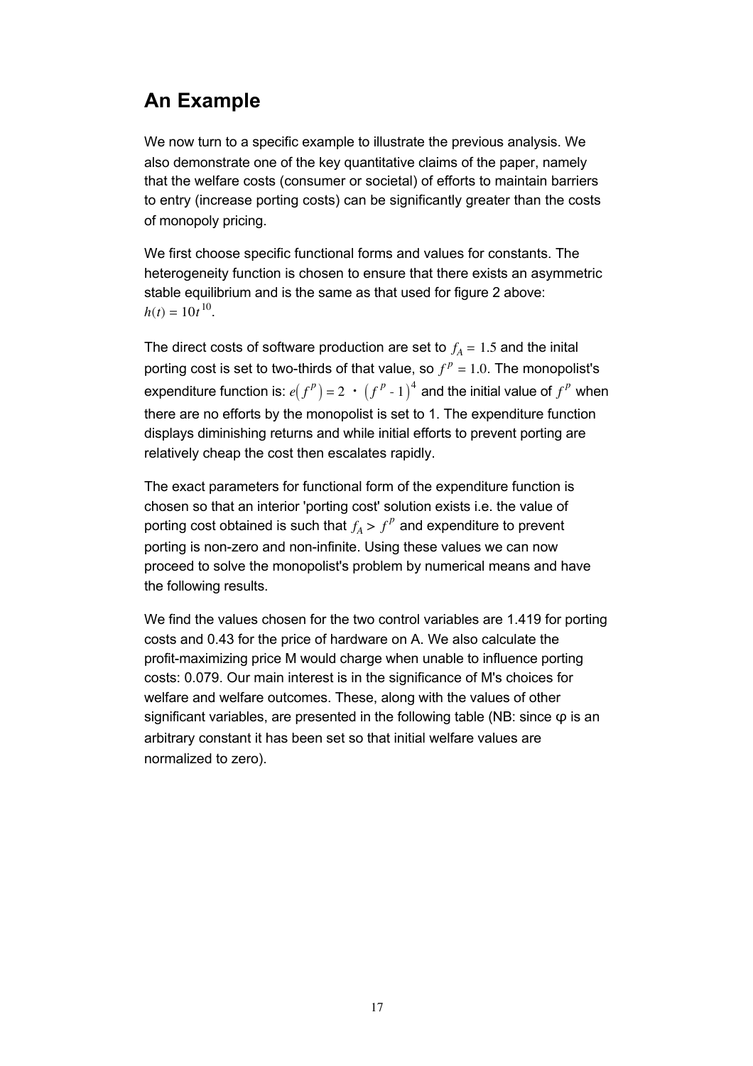## An Example

We now turn to a specific example to illustrate the previous analysis. We also demonstrate one of the key quantitative claims of the paper, namely that the welfare costs (consumer or societal) of efforts to maintain barriers to entry (increase porting costs) can be significantly greater than the costs of monopoly pricing.

We first choose specific functional forms and values for constants. The heterogeneity function is chosen to ensure that there exists an asymmetric stable equilibrium and is the same as that used for figure 2 above: $h(t) = 10t^{10}$.

The direct costs of software production are set to $f_A = 1.5$ and the inital porting cost is set to two-thirds of that value, so $f^P = 1.0$. The monopolist's expenditure function is: $e\left(f^P\right) = 2 \cdot \left(f^P - 1\right)^4$ and the initial value of $f^P$ when there are no efforts by the monopolist is set to 1. The expenditure function displays diminishing returns and while initial efforts to prevent porting are relatively cheap the cost then escalates rapidly.

The exact parameters for functional form of the expenditure function is chosen so that an interior 'porting cost' solution exists i.e. the value of porting cost obtained is such that $f_A > f^P$ and expenditure to prevent porting is non-zero and non-infinite. Using these values we can now proceed to solve the monopolist's problem by numerical means and have the following results.

We find the values chosen for the two control variables are 1.419 for porting costs and 0.43 for the price of hardware on A. We also calculate the profit-maximizing price M would charge when unable to influence porting costs: 0.079. Our main interest is in the significance of M's choices for welfare and welfare outcomes. These, along with the values of other significant variables, are presented in the following table (NB: since φ is an arbitrary constant it has been set so that initial welfare values are normalized to zero).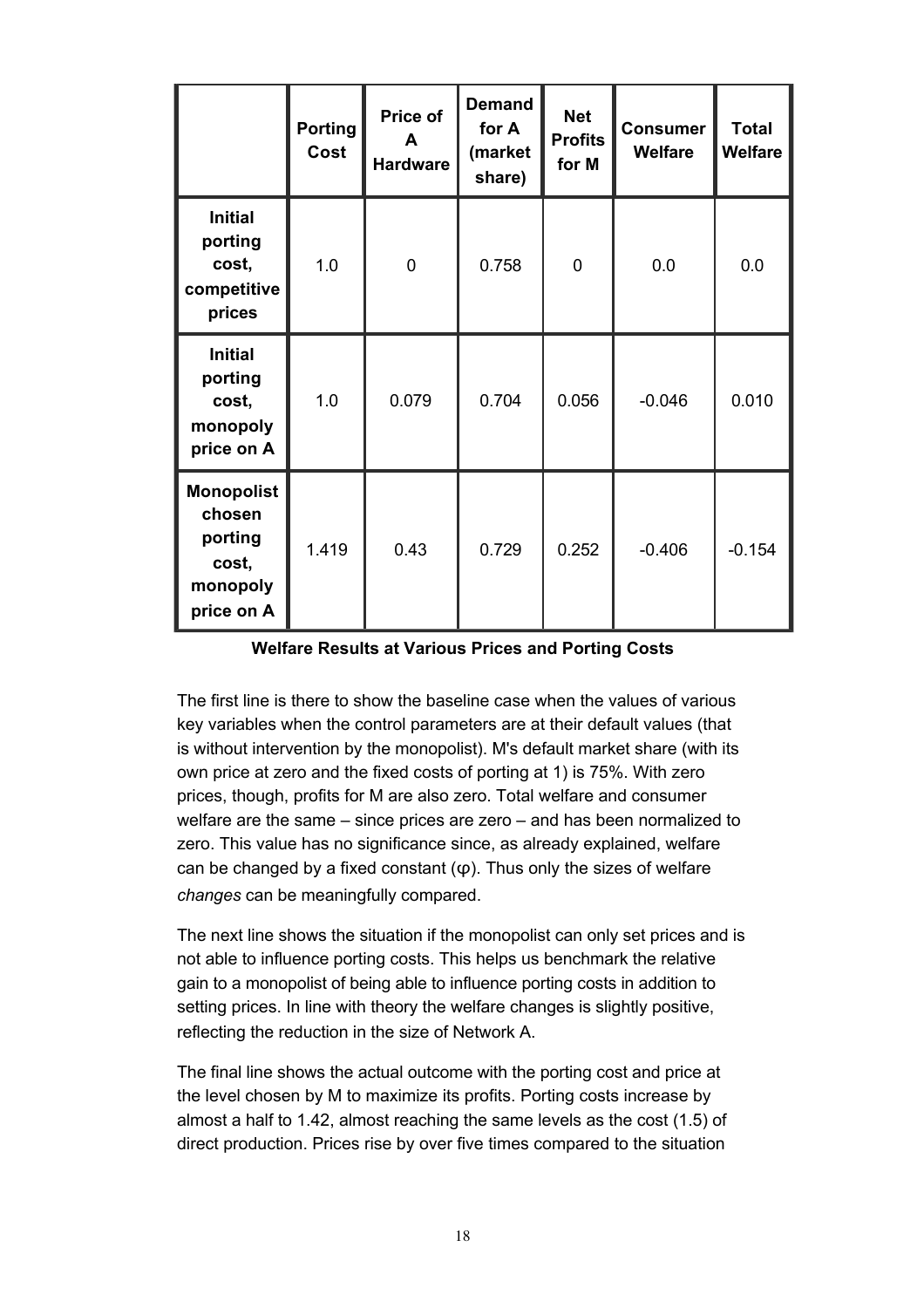|  | Porting Cost | Price of A Hardware | Demand for A (market share) | Net Profits for M | Consumer Welfare | Total Welfare |
|---|---|---|---|---|---|---|
| **Initial porting cost, competitive prices** | 1.0 | 0 | 0.758 | 0 | 0.0 | 0.0 |
| **Initial porting cost, monopoly price on A** | 1.0 | 0.079 | 0.704 | 0.056 | -0.046 | 0.010 |
| **Monopolist chosen porting cost, monopoly price on A** | 1.419 | 0.43 | 0.729 | 0.252 | -0.406 | -0.154 |

**Welfare Results at Various Prices and Porting Costs**

The first line is there to show the baseline case when the values of various key variables when the control parameters are at their default values (that is without intervention by the monopolist). M's default market share (with its own price at zero and the fixed costs of porting at 1) is 75%. With zero prices, though, profits for M are also zero. Total welfare and consumer welfare are the same – since prices are zero – and has been normalized to zero. This value has no significance since, as already explained, welfare can be changed by a fixed constant (φ). Thus only the sizes of welfare *changes* can be meaningfully compared.

The next line shows the situation if the monopolist can only set prices and is not able to influence porting costs. This helps us benchmark the relative gain to a monopolist of being able to influence porting costs in addition to setting prices. In line with theory the welfare changes is slightly positive, reflecting the reduction in the size of Network A.

The final line shows the actual outcome with the porting cost and price at the level chosen by M to maximize its profits. Porting costs increase by almost a half to 1.42, almost reaching the same levels as the cost (1.5) of direct production. Prices rise by over five times compared to the situation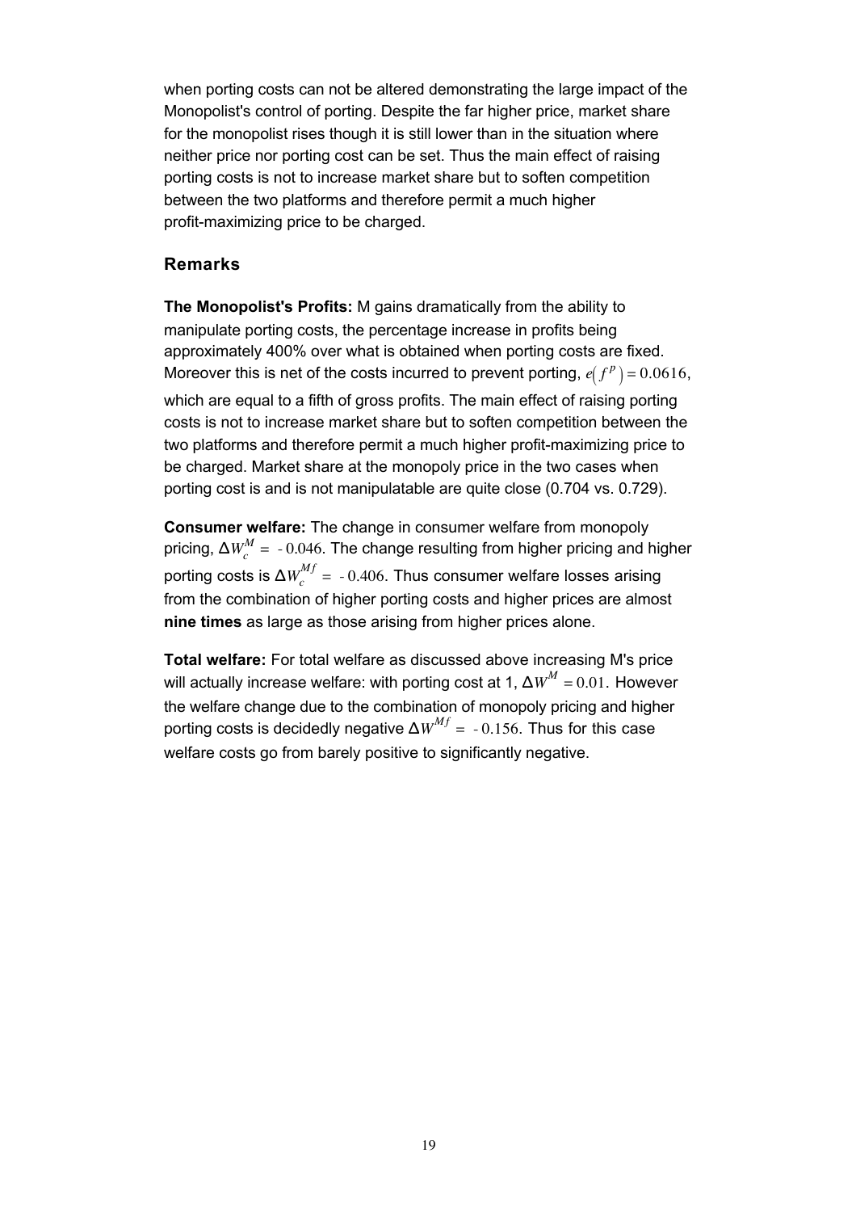when porting costs can not be altered demonstrating the large impact of the Monopolist's control of porting. Despite the far higher price, market share for the monopolist rises though it is still lower than in the situation where neither price nor porting cost can be set. Thus the main effect of raising porting costs is not to increase market share but to soften competition between the two platforms and therefore permit a much higher profit-maximizing price to be charged.

### Remarks

**The Monopolist's Profits:** M gains dramatically from the ability to manipulate porting costs, the percentage increase in profits being approximately 400% over what is obtained when porting costs are fixed. Moreover this is net of the costs incurred to prevent porting, $e\left(f^{p}\right)=0.0616$, which are equal to a fifth of gross profits. The main effect of raising porting costs is not to increase market share but to soften competition between the two platforms and therefore permit a much higher profit-maximizing price to be charged. Market share at the monopoly price in the two cases when porting cost is and is not manipulatable are quite close (0.704 vs. 0.729).

**Consumer welfare:** The change in consumer welfare from monopoly pricing, $\Delta W_{c}^{M} = -0.046$. The change resulting from higher pricing and higher porting costs is $\Delta W_{c}^{Mf} = -0.406$. Thus consumer welfare losses arising from the combination of higher porting costs and higher prices are almost **nine times** as large as those arising from higher prices alone.

**Total welfare:** For total welfare as discussed above increasing M's price will actually increase welfare: with porting cost at 1, $\Delta W^{M} = 0.01$. However the welfare change due to the combination of monopoly pricing and higher porting costs is decidedly negative $\Delta W^{Mf} = -0.156$. Thus for this case welfare costs go from barely positive to significantly negative.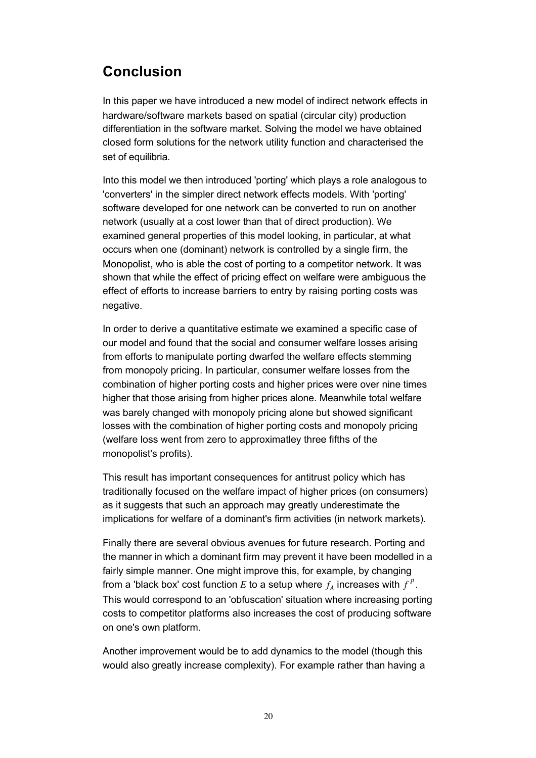## Conclusion

In this paper we have introduced a new model of indirect network effects in hardware/software markets based on spatial (circular city) production differentiation in the software market. Solving the model we have obtained closed form solutions for the network utility function and characterised the set of equilibria.

Into this model we then introduced 'porting' which plays a role analogous to 'converters' in the simpler direct network effects models. With 'porting' software developed for one network can be converted to run on another network (usually at a cost lower than that of direct production). We examined general properties of this model looking, in particular, at what occurs when one (dominant) network is controlled by a single firm, the Monopolist, who is able the cost of porting to a competitor network. It was shown that while the effect of pricing effect on welfare were ambiguous the effect of efforts to increase barriers to entry by raising porting costs was negative.

In order to derive a quantitative estimate we examined a specific case of our model and found that the social and consumer welfare losses arising from efforts to manipulate porting dwarfed the welfare effects stemming from monopoly pricing. In particular, consumer welfare losses from the combination of higher porting costs and higher prices were over nine times higher that those arising from higher prices alone. Meanwhile total welfare was barely changed with monopoly pricing alone but showed significant losses with the combination of higher porting costs and monopoly pricing (welfare loss went from zero to approximatley three fifths of the monopolist's profits).

This result has important consequences for antitrust policy which has traditionally focused on the welfare impact of higher prices (on consumers) as it suggests that such an approach may greatly underestimate the implications for welfare of a dominant's firm activities (in network markets).

Finally there are several obvious avenues for future research. Porting and the manner in which a dominant firm may prevent it have been modelled in a fairly simple manner. One might improve this, for example, by changing from a 'black box' cost function $E$ to a setup where $f_A$ increases with $f^p$. This would correspond to an 'obfuscation' situation where increasing porting costs to competitor platforms also increases the cost of producing software on one's own platform.

Another improvement would be to add dynamics to the model (though this would also greatly increase complexity). For example rather than having a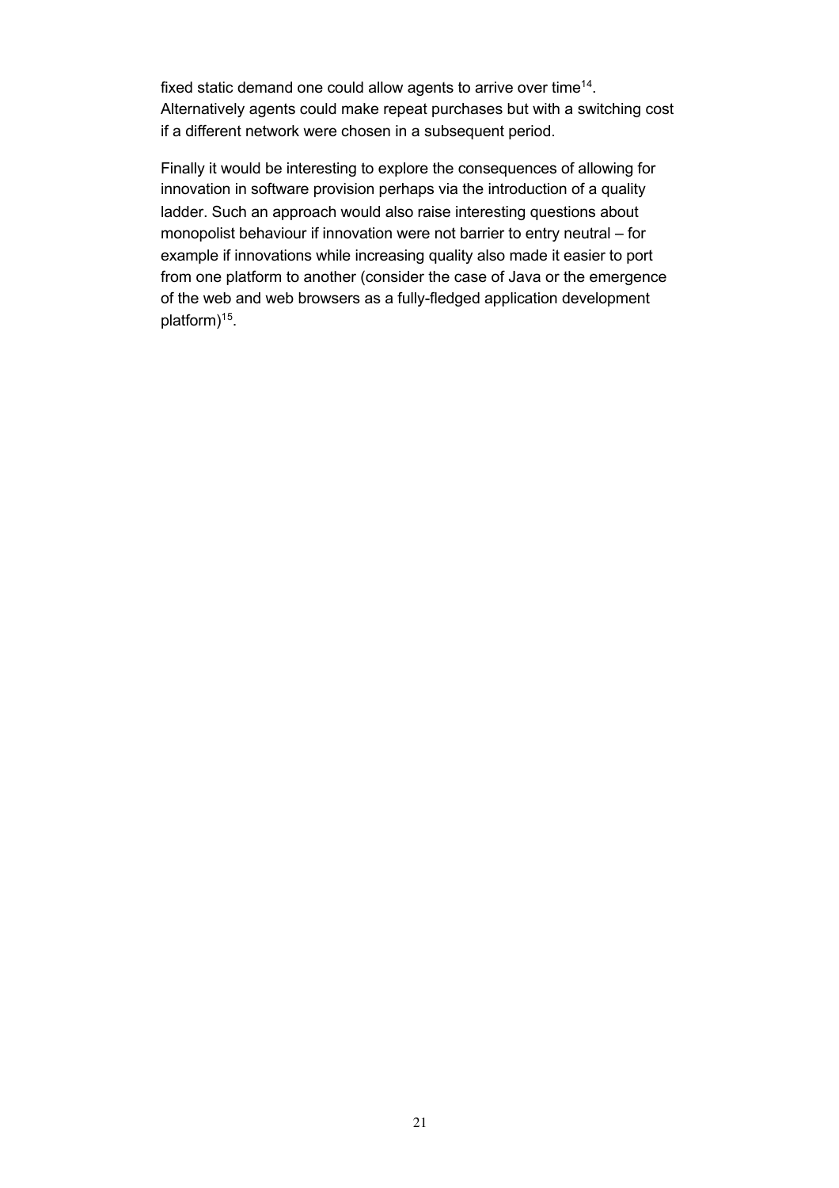fixed static demand one could allow agents to arrive over time[14]. Alternatively agents could make repeat purchases but with a switching cost if a different network were chosen in a subsequent period.

Finally it would be interesting to explore the consequences of allowing for innovation in software provision perhaps via the introduction of a quality ladder. Such an approach would also raise interesting questions about monopolist behaviour if innovation were not barrier to entry neutral – for example if innovations while increasing quality also made it easier to port from one platform to another (consider the case of Java or the emergence of the web and web browsers as a fully-fledged application development platform)[15].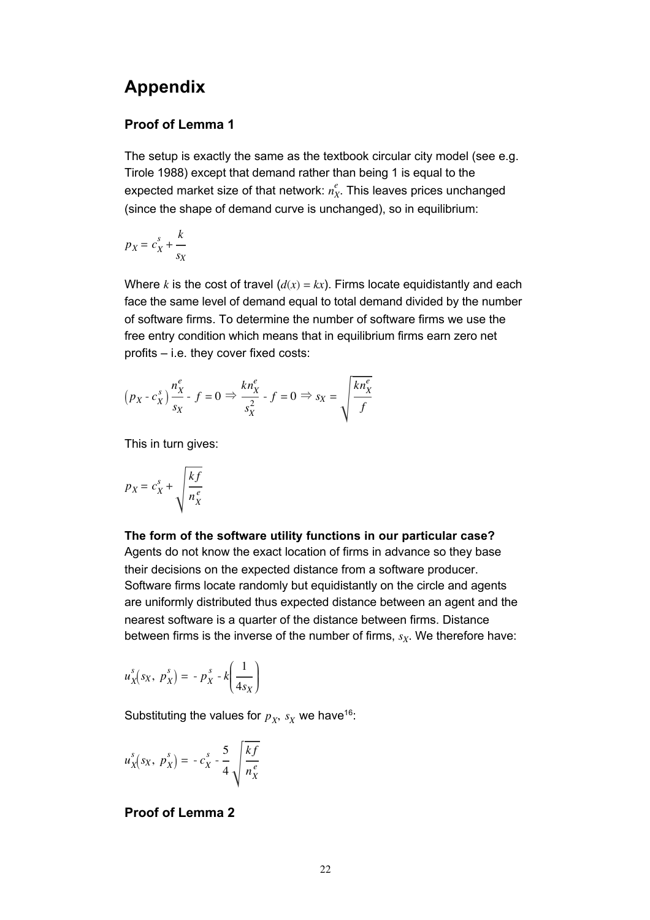# Appendix

### Proof of Lemma 1

The setup is exactly the same as the textbook circular city model (see e.g. Tirole 1988) except that demand rather than being 1 is equal to the expected market size of that network: $n_X^e$. This leaves prices unchanged (since the shape of demand curve is unchanged), so in equilibrium:

$$p_X = c_X^s + \frac{k}{s_X}$$

Where $k$ is the cost of travel ($d(x) = kx$). Firms locate equidistantly and each face the same level of demand equal to total demand divided by the number of software firms. To determine the number of software firms we use the free entry condition which means that in equilibrium firms earn zero net profits – i.e. they cover fixed costs:

$$\left(p_X - c_X^s\right)\frac{n_X^e}{s_X} - f = 0 \Rightarrow \frac{kn_X^e}{s_X^2} - f = 0 \Rightarrow s_X = \sqrt{\frac{kn_X^e}{f}}$$

This in turn gives:

$$p_X = c_X^s + \sqrt{\frac{kf}{n_X^e}}$$

**The form of the software utility functions in our particular case?**
Agents do not know the exact location of firms in advance so they base their decisions on the expected distance from a software producer. Software firms locate randomly but equidistantly on the circle and agents are uniformly distributed thus expected distance between an agent and the nearest software is a quarter of the distance between firms. Distance between firms is the inverse of the number of firms, $s_X$. We therefore have:

$$u_X^s\left(s_X,\ p_X^s\right) = -p_X^s - k\left(\frac{1}{4s_X}\right)$$

Substituting the values for $p_X$, $s_X$ we have[16]:

$$u_X^s\left(s_X,\ p_X^s\right) = -c_X^s - \frac{5}{4}\sqrt{\frac{kf}{n_X^e}}$$

### Proof of Lemma 2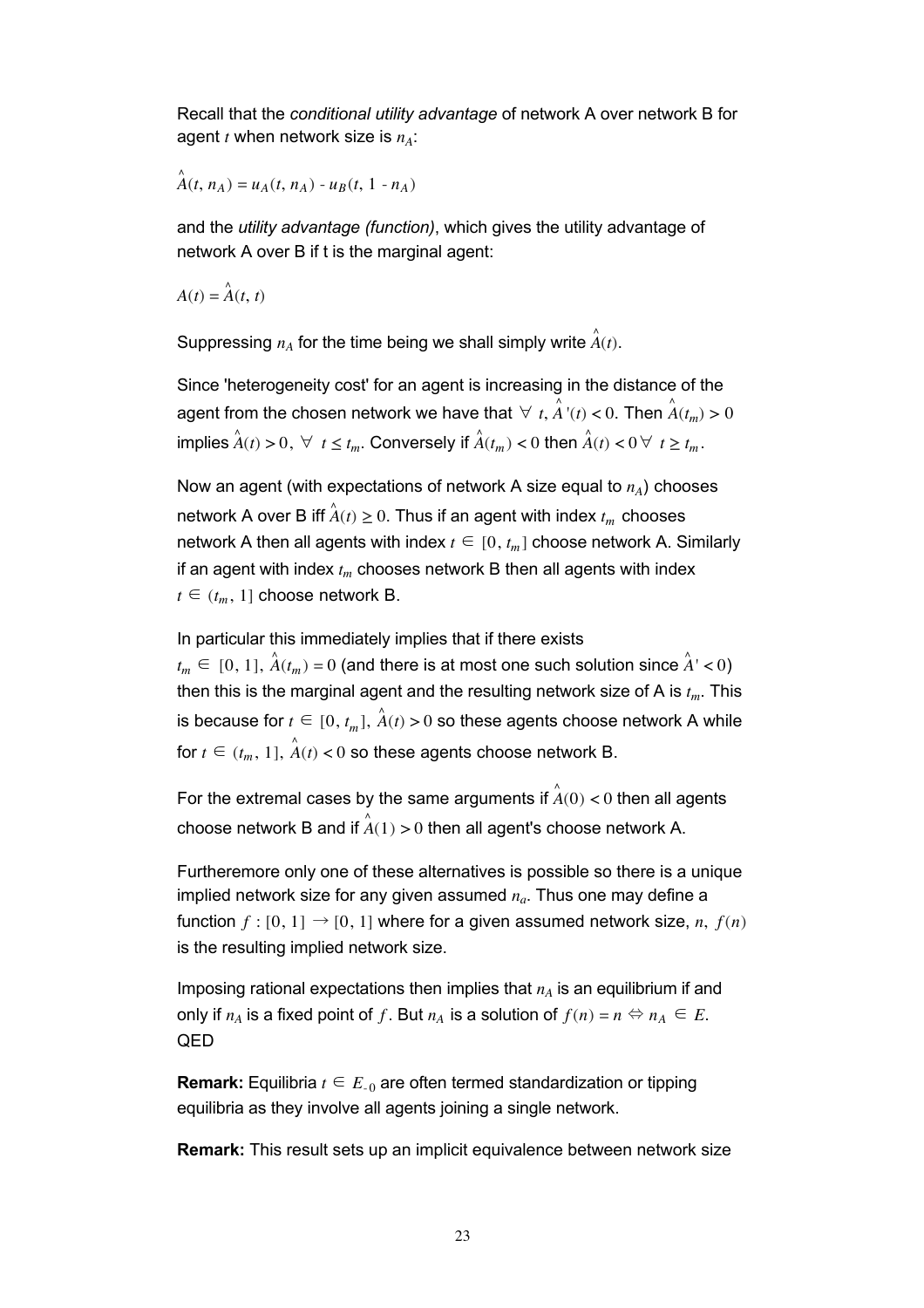Recall that the *conditional utility advantage* of network A over network B for agent $t$ when network size is $n_A$:

$$\hat{A}(t, n_A) = u_A(t, n_A) - u_B(t, 1 - n_A)$$

and the *utility advantage (function)*, which gives the utility advantage of network A over B if t is the marginal agent:

$$A(t) = \hat{A}(t, t)$$

Suppressing $n_A$ for the time being we shall simply write $\hat{A}(t)$.

Since 'heterogeneity cost' for an agent is increasing in the distance of the agent from the chosen network we have that $\forall\ t, \hat{A}'(t) < 0$. Then $\hat{A}(t_m) > 0$ implies $\hat{A}(t) > 0,\ \forall\ t \leq t_m$. Conversely if $\hat{A}(t_m) < 0$ then $\hat{A}(t) < 0\ \forall\ t \geq t_m$.

Now an agent (with expectations of network A size equal to $n_A$) chooses network A over B iff $\hat{A}(t) \geq 0$. Thus if an agent with index $t_m$ chooses network A then all agents with index $t \in [0, t_m]$ choose network A. Similarly if an agent with index $t_m$ chooses network B then all agents with index $t \in (t_m, 1]$ choose network B.

In particular this immediately implies that if there exists $t_m \in [0, 1],\ \hat{A}(t_m) = 0$ (and there is at most one such solution since $\hat{A}' < 0$) then this is the marginal agent and the resulting network size of A is $t_m$. This is because for $t \in [0, t_m],\ \hat{A}(t) > 0$ so these agents choose network A while for $t \in (t_m, 1],\ \hat{A}(t) < 0$ so these agents choose network B.

For the extremal cases by the same arguments if $\hat{A}(0) < 0$ then all agents choose network B and if $\hat{A}(1) > 0$ then all agent's choose network A.

Furtheremore only one of these alternatives is possible so there is a unique implied network size for any given assumed $n_a$. Thus one may define a function $f : [0, 1] \to [0, 1]$ where for a given assumed network size, $n,\ f(n)$ is the resulting implied network size.

Imposing rational expectations then implies that $n_A$ is an equilibrium if and only if $n_A$ is a fixed point of $f$. But $n_A$ is a solution of $f(n) = n \Leftrightarrow n_A \in E$. QED

**Remark:** Equilibria $t \in E_{-0}$ are often termed standardization or tipping equilibria as they involve all agents joining a single network.

**Remark:** This result sets up an implicit equivalence between network size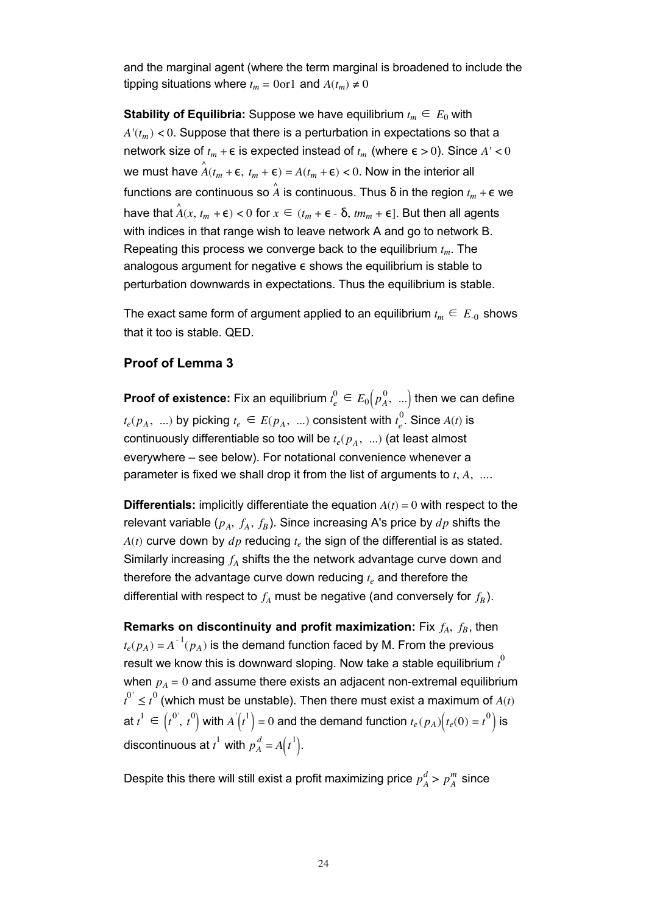and the marginal agent (where the term marginal is broadened to include the tipping situations where $t_m = 0 \text{or} 1$ and $A(t_m) \neq 0$

**Stability of Equilibria:** Suppose we have equilibrium $t_m \in E_0$ with $A'(t_m) < 0$. Suppose that there is a perturbation in expectations so that a network size of $t_m + \epsilon$ is expected instead of $t_m$ (where $\epsilon > 0$). Since $A' < 0$ we must have $\hat{A}(t_m + \epsilon,\ t_m + \epsilon) = A(t_m + \epsilon) < 0$. Now in the interior all functions are continuous so $\hat{A}$ is continuous. Thus δ in the region $t_m + \epsilon$ we have that $\hat{A}(x,\ t_m + \epsilon) < 0$ for $x \in (t_m + \epsilon$ - δ, $tm_m + \epsilon]$. But then all agents with indices in that range wish to leave network A and go to network B. Repeating this process we converge back to the equilibrium $t_m$. The analogous argument for negative $\epsilon$ shows the equilibrium is stable to perturbation downwards in expectations. Thus the equilibrium is stable.

The exact same form of argument applied to an equilibrium $t_m \in E_{-0}$ shows that it too is stable. QED.

## Proof of Lemma 3

**Proof of existence:** Fix an equilibrium $t_e^0 \in E_0\left(p_A^0,\ ...\right)$ then we can define $t_e(p_A,\ ...)$ by picking $t_e \in E(p_A,\ ...)$ consistent with $t_e^0$. Since $A(t)$ is continuously differentiable so too will be $t_e(p_A,\ ...)$ (at least almost everywhere – see below). For notational convenience whenever a parameter is fixed we shall drop it from the list of arguments to $t, A,\ ....$

**Differentials:** implicitly differentiate the equation $A(t) = 0$ with respect to the relevant variable ($p_A,\ f_A,\ f_B$). Since increasing A's price by $dp$ shifts the $A(t)$ curve down by $dp$ reducing $t_e$ the sign of the differential is as stated. Similarly increasing $f_A$ shifts the the network advantage curve down and therefore the advantage curve down reducing $t_e$ and therefore the differential with respect to $f_A$ must be negative (and conversely for $f_B$).

**Remarks on discontinuity and profit maximization:** Fix $f_A,\ f_B$, then $t_e(p_A) = A^{-1}(p_A)$ is the demand function faced by M. From the previous result we know this is downward sloping. Now take a stable equilibrium $t^0$ when $p_A = 0$ and assume there exists an adjacent non-extremal equilibrium $t^{0'} \leq t^0$ (which must be unstable). Then there must exist a maximum of $A(t)$ at $t^1 \in \left(t^{0'},\ t^0\right)$ with $A'\left(t^1\right) = 0$ and the demand function $t_e(p_A)\left(t_e(0) = t^0\right)$ is discontinuous at $t^1$ with $p_A^d = A\left(t^1\right)$.

Despite this there will still exist a profit maximizing price $p_A^d > p_A^m$ since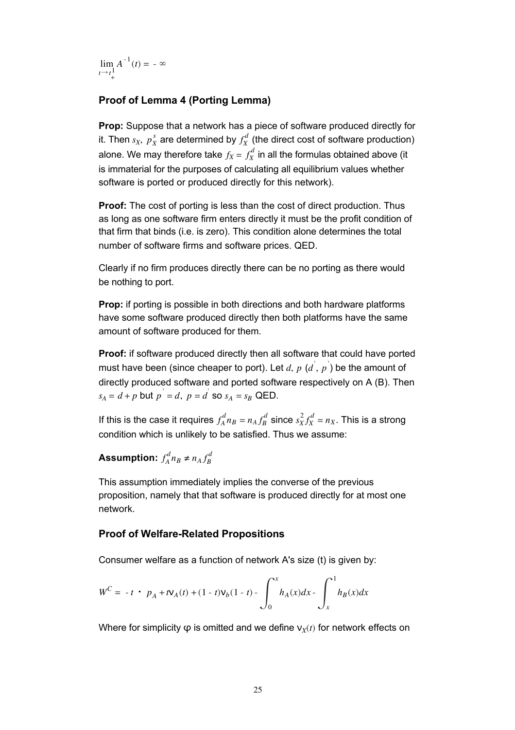$$\lim_{t \to t_+^1} A^{-1}(t) = -\infty$$

### Proof of Lemma 4 (Porting Lemma)

**Prop:** Suppose that a network has a piece of software produced directly for it. Then $s_X$, $p_X^s$ are determined by $f_X^d$ (the direct cost of software production) alone. We may therefore take $f_X = f_X^d$ in all the formulas obtained above (it is immaterial for the purposes of calculating all equilibrium values whether software is ported or produced directly for this network).

**Proof:** The cost of porting is less than the cost of direct production. Thus as long as one software firm enters directly it must be the profit condition of that firm that binds (i.e. is zero). This condition alone determines the total number of software firms and software prices. QED.

Clearly if no firm produces directly there can be no porting as there would be nothing to port.

**Prop:** if porting is possible in both directions and both hardware platforms have some software produced directly then both platforms have the same amount of software produced for them.

**Proof:** if software produced directly then all software that could have ported must have been (since cheaper to port). Let $d$, $p$ ($d'$, $p'$) be the amount of directly produced software and ported software respectively on A (B). Then $s_A = d + p$ but $p' = d$, $p = d'$ so $s_A = s_B$ QED.

If this is the case it requires $f_A^d n_B = n_A f_B^d$ since $s_X^2 f_X^d = n_X$. This is a strong condition which is unlikely to be satisfied. Thus we assume:

**Assumption:** $f_A^d n_B \neq n_A f_B^d$

This assumption immediately implies the converse of the previous proposition, namely that that software is produced directly for at most one network.

### Proof of Welfare-Related Propositions

Consumer welfare as a function of network A's size (t) is given by:

$$W^C = -t \cdot p_A + t\nu_A(t) + (1-t)\nu_b(1-t) - \int_0^x h_A(x)dx - \int_x^1 h_B(x)dx$$

Where for simplicity φ is omitted and we define $\nu_X(t)$ for network effects on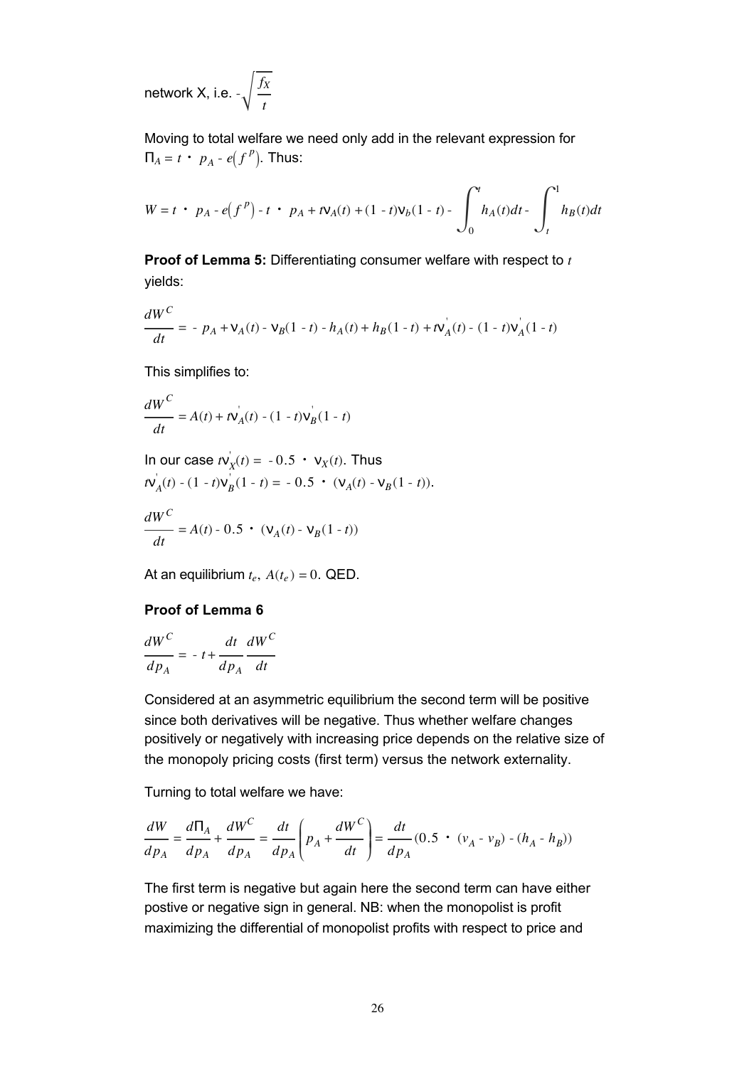network X, i.e. $-\sqrt{\frac{f_X}{t}}$

Moving to total welfare we need only add in the relevant expression for $\Pi_A = t \cdot p_A - e\left(f^p\right)$. Thus:

$$W = t \cdot p_A - e\left(f^p\right) - t \cdot p_A + t\nu_A(t) + (1-t)\nu_b(1-t) - \int_0^t h_A(t)dt - \int_t^1 h_B(t)dt$$

**Proof of Lemma 5:** Differentiating consumer welfare with respect to $t$ yields:

$$\frac{dW^C}{dt} = -p_A + \nu_A(t) - \nu_B(1-t) - h_A(t) + h_B(1-t) + t\nu_A^{'}(t) - (1-t)\nu_A^{'}(1-t)$$

This simplifies to:

$$\frac{dW^C}{dt} = A(t) + t\nu_A^{'}(t) - (1-t)\nu_B^{'}(1-t)$$

In our case $t\nu_X^{'}(t) = -0.5 \cdot \nu_X(t)$. Thus $t\nu_A^{'}(t) - (1-t)\nu_B^{'}(1-t) = -0.5 \cdot (\nu_A(t) - \nu_B(1-t))$.

$$\frac{dW^C}{dt} = A(t) - 0.5 \cdot (\nu_A(t) - \nu_B(1-t))$$

At an equilibrium $t_e$, $A(t_e) = 0$. QED.

**Proof of Lemma 6**

$$\frac{dW^C}{dp_A} = -t + \frac{dt}{dp_A}\frac{dW^C}{dt}$$

Considered at an asymmetric equilibrium the second term will be positive since both derivatives will be negative. Thus whether welfare changes positively or negatively with increasing price depends on the relative size of the monopoly pricing costs (first term) versus the network externality.

Turning to total welfare we have:

$$\frac{dW}{dp_A} = \frac{d\Pi_A}{dp_A} + \frac{dW^C}{dp_A} = \frac{dt}{dp_A}\left(p_A + \frac{dW^C}{dt}\right) = \frac{dt}{dp_A}(0.5 \cdot (v_A - v_B) - (h_A - h_B))$$

The first term is negative but again here the second term can have either postive or negative sign in general. NB: when the monopolist is profit maximizing the differential of monopolist profits with respect to price and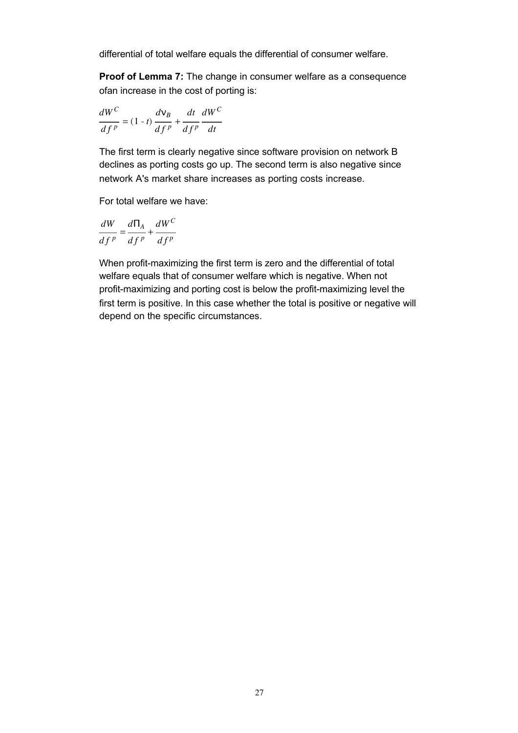differential of total welfare equals the differential of consumer welfare.

**Proof of Lemma 7:** The change in consumer welfare as a consequence ofan increase in the cost of porting is:

$$\frac{dW^C}{df^p} = (1 - t)\frac{d\nu_B}{df^p} + \frac{dt}{df^p}\frac{dW^C}{dt}$$

The first term is clearly negative since software provision on network B declines as porting costs go up. The second term is also negative since network A's market share increases as porting costs increase.

For total welfare we have:

$$\frac{dW}{df^p} = \frac{d\Pi_A}{df^p} + \frac{dW^C}{df^p}$$

When profit-maximizing the first term is zero and the differential of total welfare equals that of consumer welfare which is negative. When not profit-maximizing and porting cost is below the profit-maximizing level the first term is positive. In this case whether the total is positive or negative will depend on the specific circumstances.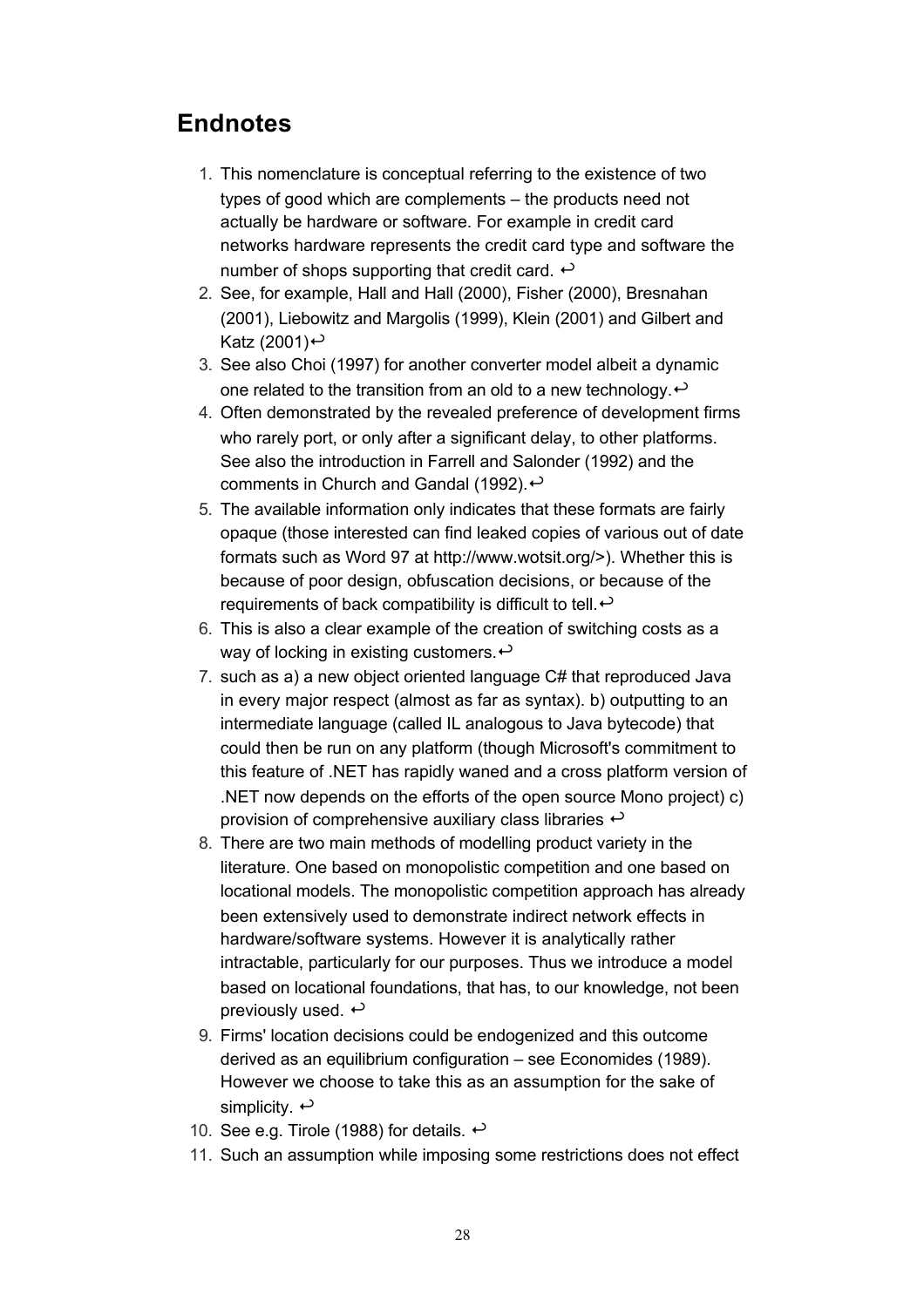## Endnotes

1. This nomenclature is conceptual referring to the existence of two types of good which are complements – the products need not actually be hardware or software. For example in credit card networks hardware represents the credit card type and software the number of shops supporting that credit card. ↩
2. See, for example, Hall and Hall (2000), Fisher (2000), Bresnahan (2001), Liebowitz and Margolis (1999), Klein (2001) and Gilbert and Katz (2001)↩
3. See also Choi (1997) for another converter model albeit a dynamic one related to the transition from an old to a new technology.↩
4. Often demonstrated by the revealed preference of development firms who rarely port, or only after a significant delay, to other platforms. See also the introduction in Farrell and Salonder (1992) and the comments in Church and Gandal (1992).↩
5. The available information only indicates that these formats are fairly opaque (those interested can find leaked copies of various out of date formats such as Word 97 at http://www.wotsit.org/>). Whether this is because of poor design, obfuscation decisions, or because of the requirements of back compatibility is difficult to tell.↩
6. This is also a clear example of the creation of switching costs as a way of locking in existing customers.↩
7. such as a) a new object oriented language C# that reproduced Java in every major respect (almost as far as syntax). b) outputting to an intermediate language (called IL analogous to Java bytecode) that could then be run on any platform (though Microsoft's commitment to this feature of .NET has rapidly waned and a cross platform version of .NET now depends on the efforts of the open source Mono project) c) provision of comprehensive auxiliary class libraries ↩
8. There are two main methods of modelling product variety in the literature. One based on monopolistic competition and one based on locational models. The monopolistic competition approach has already been extensively used to demonstrate indirect network effects in hardware/software systems. However it is analytically rather intractable, particularly for our purposes. Thus we introduce a model based on locational foundations, that has, to our knowledge, not been previously used. ↩
9. Firms' location decisions could be endogenized and this outcome derived as an equilibrium configuration – see Economides (1989). However we choose to take this as an assumption for the sake of simplicity. ↩
10. See e.g. Tirole (1988) for details. ↩
11. Such an assumption while imposing some restrictions does not effect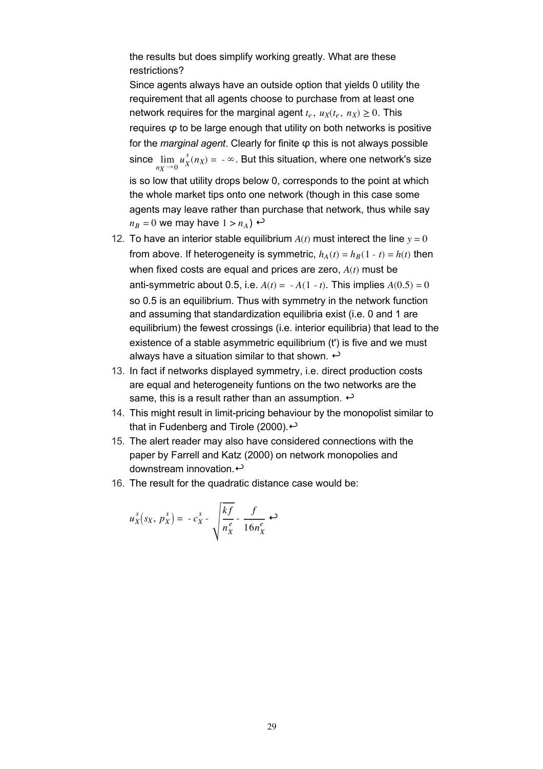the results but does simplify working greatly. What are these restrictions?
Since agents always have an outside option that yields 0 utility the requirement that all agents choose to purchase from at least one network requires for the marginal agent $t_e$, $u_X(t_e, n_X) \geq 0$. This requires φ to be large enough that utility on both networks is positive for the *marginal agent*. Clearly for finite φ this is not always possible since $\lim_{n_X \to 0} u_X^s(n_X) = -\infty$. But this situation, where one network's size is so low that utility drops below 0, corresponds to the point at which the whole market tips onto one network (though in this case some agents may leave rather than purchase that network, thus while say $n_B = 0$ we may have $1 > n_A$) ↩

12. To have an interior stable equilibrium $A(t)$ must interect the line $y = 0$ from above. If heterogeneity is symmetric, $h_A(t) = h_B(1 - t) = h(t)$ then when fixed costs are equal and prices are zero, $A(t)$ must be anti-symmetric about 0.5, i.e. $A(t) = -A(1 - t)$. This implies $A(0.5) = 0$ so 0.5 is an equilibrium. Thus with symmetry in the network function and assuming that standardization equilibria exist (i.e. 0 and 1 are equilibrium) the fewest crossings (i.e. interior equilibria) that lead to the existence of a stable asymmetric equilibrium (t') is five and we must always have a situation similar to that shown. ↩
13. In fact if networks displayed symmetry, i.e. direct production costs are equal and heterogeneity funtions on the two networks are the same, this is a result rather than an assumption. ↩
14. This might result in limit-pricing behaviour by the monopolist similar to that in Fudenberg and Tirole (2000). ↩
15. The alert reader may also have considered connections with the paper by Farrell and Katz (2000) on network monopolies and downstream innovation. ↩
16. The result for the quadratic distance case would be:

$$u_X^s(s_X, p_X^s) = -c_X^s - \sqrt{\frac{kf}{n_X^e}} - \frac{f}{16 n_X^e}$$ ↩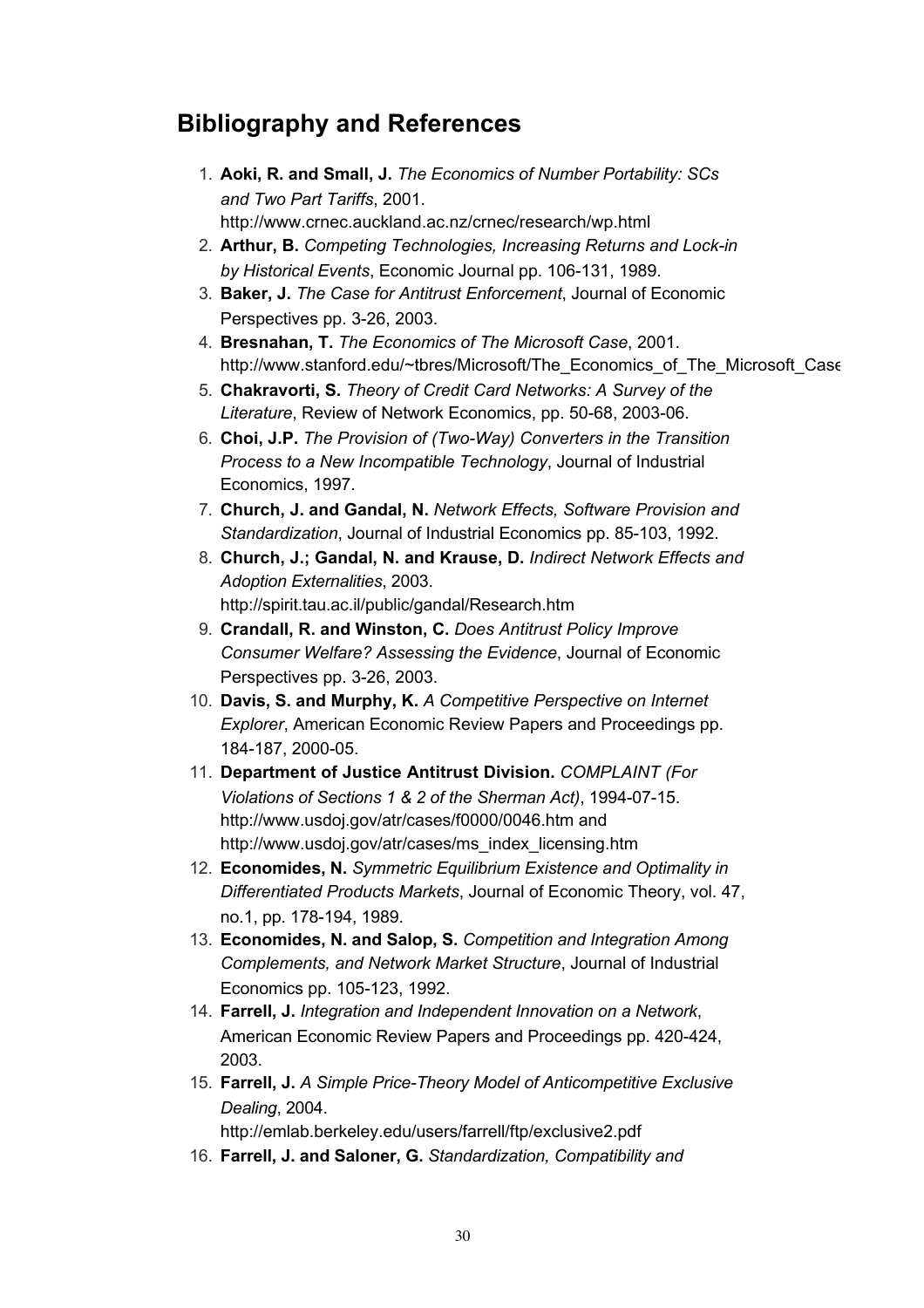## Bibliography and References

1. **Aoki, R. and Small, J.** *The Economics of Number Portability: SCs and Two Part Tariffs*, 2001. http://www.crnec.auckland.ac.nz/crnec/research/wp.html
2. **Arthur, B.** *Competing Technologies, Increasing Returns and Lock-in by Historical Events*, Economic Journal pp. 106-131, 1989.
3. **Baker, J.** *The Case for Antitrust Enforcement*, Journal of Economic Perspectives pp. 3-26, 2003.
4. **Bresnahan, T.** *The Economics of The Microsoft Case*, 2001. http://www.stanford.edu/~tbres/Microsoft/The_Economics_of_The_Microsoft_Case
5. **Chakravorti, S.** *Theory of Credit Card Networks: A Survey of the Literature*, Review of Network Economics, pp. 50-68, 2003-06.
6. **Choi, J.P.** *The Provision of (Two-Way) Converters in the Transition Process to a New Incompatible Technology*, Journal of Industrial Economics, 1997.
7. **Church, J. and Gandal, N.** *Network Effects, Software Provision and Standardization*, Journal of Industrial Economics pp. 85-103, 1992.
8. **Church, J.; Gandal, N. and Krause, D.** *Indirect Network Effects and Adoption Externalities*, 2003. http://spirit.tau.ac.il/public/gandal/Research.htm
9. **Crandall, R. and Winston, C.** *Does Antitrust Policy Improve Consumer Welfare? Assessing the Evidence*, Journal of Economic Perspectives pp. 3-26, 2003.
10. **Davis, S. and Murphy, K.** *A Competitive Perspective on Internet Explorer*, American Economic Review Papers and Proceedings pp. 184-187, 2000-05.
11. **Department of Justice Antitrust Division.** *COMPLAINT (For Violations of Sections 1 & 2 of the Sherman Act)*, 1994-07-15. http://www.usdoj.gov/atr/cases/f0000/0046.htm and http://www.usdoj.gov/atr/cases/ms_index_licensing.htm
12. **Economides, N.** *Symmetric Equilibrium Existence and Optimality in Differentiated Products Markets*, Journal of Economic Theory, vol. 47, no.1, pp. 178-194, 1989.
13. **Economides, N. and Salop, S.** *Competition and Integration Among Complements, and Network Market Structure*, Journal of Industrial Economics pp. 105-123, 1992.
14. **Farrell, J.** *Integration and Independent Innovation on a Network*, American Economic Review Papers and Proceedings pp. 420-424, 2003.
15. **Farrell, J.** *A Simple Price-Theory Model of Anticompetitive Exclusive Dealing*, 2004. http://emlab.berkeley.edu/users/farrell/ftp/exclusive2.pdf
16. **Farrell, J. and Saloner, G.** *Standardization, Compatibility and*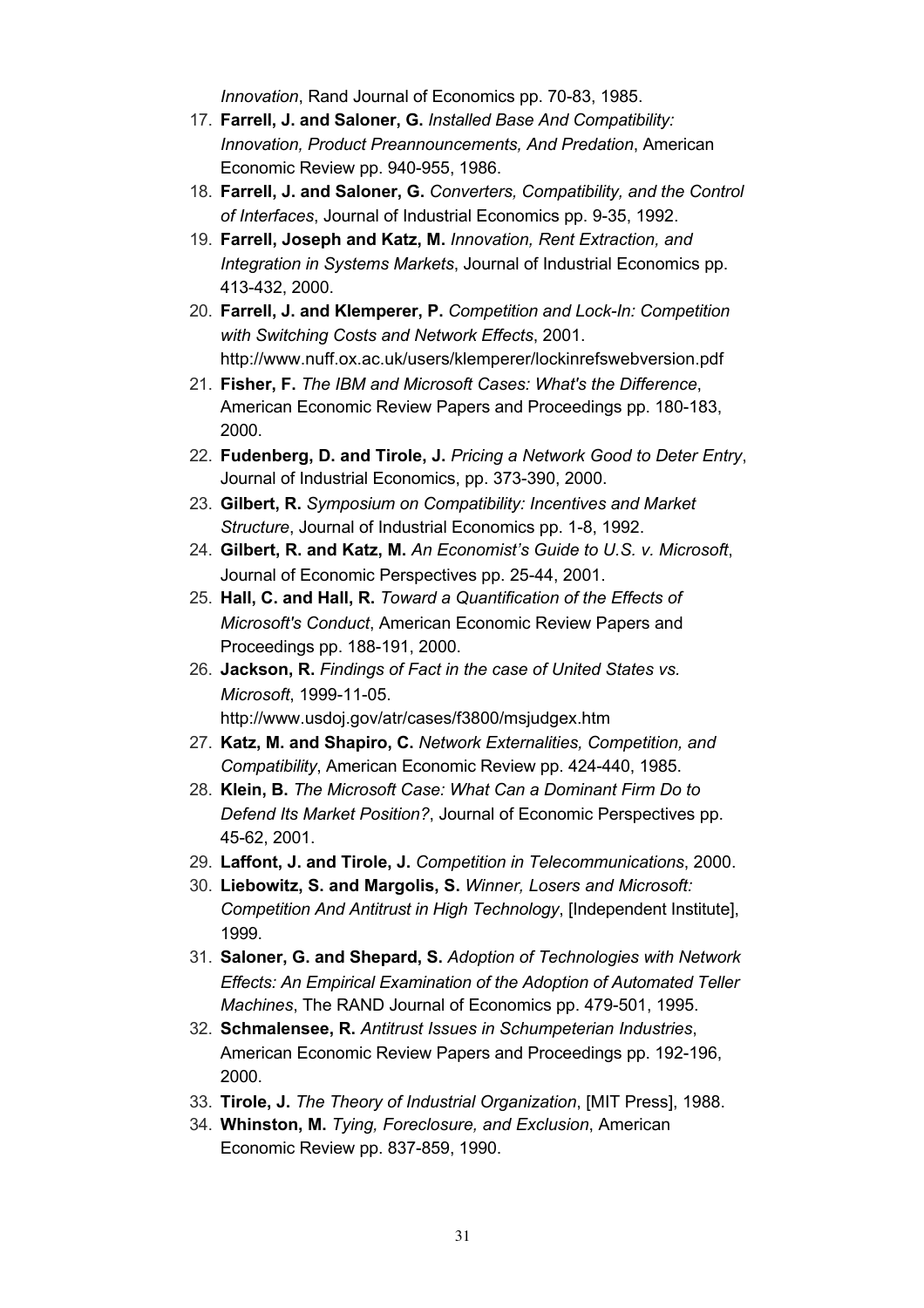*Innovation*, Rand Journal of Economics pp. 70-83, 1985.

17. **Farrell, J. and Saloner, G.** *Installed Base And Compatibility: Innovation, Product Preannouncements, And Predation*, American Economic Review pp. 940-955, 1986.
18. **Farrell, J. and Saloner, G.** *Converters, Compatibility, and the Control of Interfaces*, Journal of Industrial Economics pp. 9-35, 1992.
19. **Farrell, Joseph and Katz, M.** *Innovation, Rent Extraction, and Integration in Systems Markets*, Journal of Industrial Economics pp. 413-432, 2000.
20. **Farrell, J. and Klemperer, P.** *Competition and Lock-In: Competition with Switching Costs and Network Effects*, 2001. http://www.nuff.ox.ac.uk/users/klemperer/lockinrefswebversion.pdf
21. **Fisher, F.** *The IBM and Microsoft Cases: What's the Difference*, American Economic Review Papers and Proceedings pp. 180-183, 2000.
22. **Fudenberg, D. and Tirole, J.** *Pricing a Network Good to Deter Entry*, Journal of Industrial Economics, pp. 373-390, 2000.
23. **Gilbert, R.** *Symposium on Compatibility: Incentives and Market Structure*, Journal of Industrial Economics pp. 1-8, 1992.
24. **Gilbert, R. and Katz, M.** *An Economist's Guide to U.S. v. Microsoft*, Journal of Economic Perspectives pp. 25-44, 2001.
25. **Hall, C. and Hall, R.** *Toward a Quantification of the Effects of Microsoft's Conduct*, American Economic Review Papers and Proceedings pp. 188-191, 2000.
26. **Jackson, R.** *Findings of Fact in the case of United States vs. Microsoft*, 1999-11-05. http://www.usdoj.gov/atr/cases/f3800/msjudgex.htm
27. **Katz, M. and Shapiro, C.** *Network Externalities, Competition, and Compatibility*, American Economic Review pp. 424-440, 1985.
28. **Klein, B.** *The Microsoft Case: What Can a Dominant Firm Do to Defend Its Market Position?*, Journal of Economic Perspectives pp. 45-62, 2001.
29. **Laffont, J. and Tirole, J.** *Competition in Telecommunications*, 2000.
30. **Liebowitz, S. and Margolis, S.** *Winner, Losers and Microsoft: Competition And Antitrust in High Technology*, [Independent Institute], 1999.
31. **Saloner, G. and Shepard, S.** *Adoption of Technologies with Network Effects: An Empirical Examination of the Adoption of Automated Teller Machines*, The RAND Journal of Economics pp. 479-501, 1995.
32. **Schmalensee, R.** *Antitrust Issues in Schumpeterian Industries*, American Economic Review Papers and Proceedings pp. 192-196, 2000.
33. **Tirole, J.** *The Theory of Industrial Organization*, [MIT Press], 1988.
34. **Whinston, M.** *Tying, Foreclosure, and Exclusion*, American Economic Review pp. 837-859, 1990.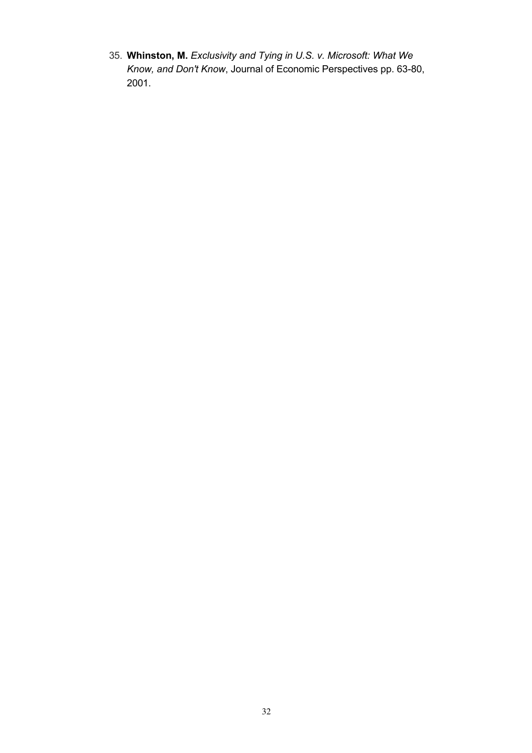35. **Whinston, M.** *Exclusivity and Tying in U.S. v. Microsoft: What We Know, and Don't Know*, Journal of Economic Perspectives pp. 63-80, 2001.